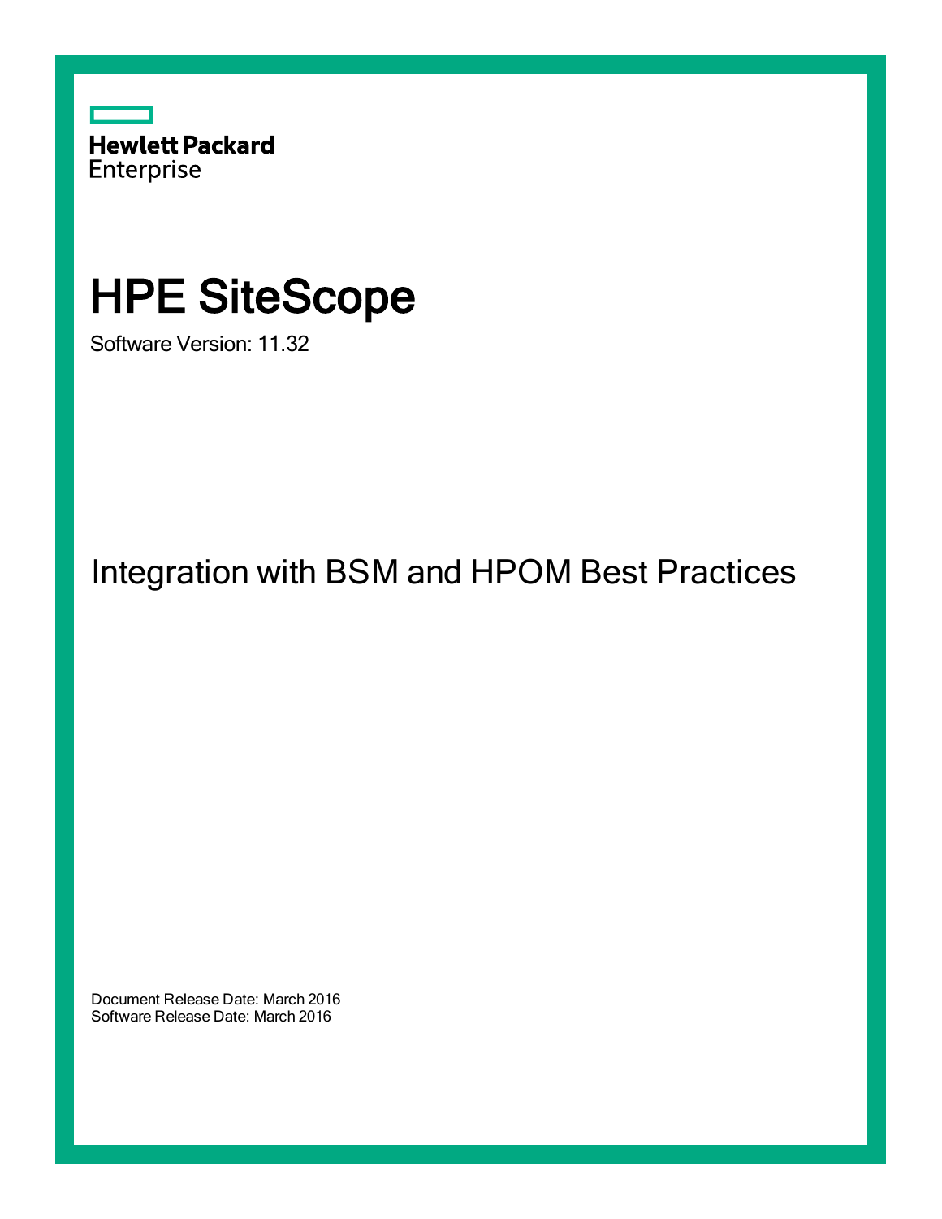Hewlett Packard Enterprise

# HPE SiteScope

Software Version: 11.32

## Integration with BSM and HPOM Best Practices

Document Release Date: March 2016
Software Release Date: March 2016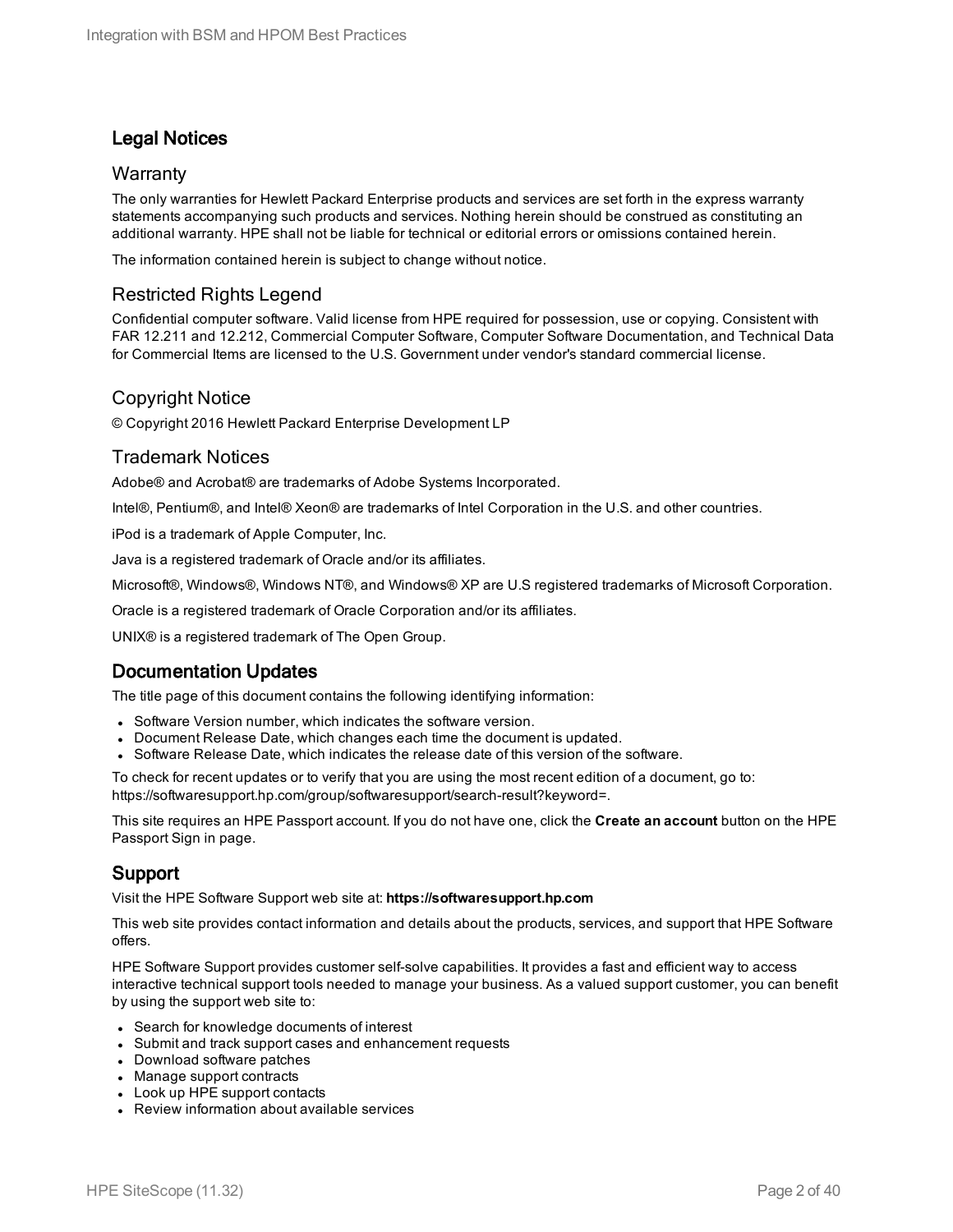## Legal Notices

### Warranty

The only warranties for Hewlett Packard Enterprise products and services are set forth in the express warranty statements accompanying such products and services. Nothing herein should be construed as constituting an additional warranty. HPE shall not be liable for technical or editorial errors or omissions contained herein.

The information contained herein is subject to change without notice.

### Restricted Rights Legend

Confidential computer software. Valid license from HPE required for possession, use or copying. Consistent with FAR 12.211 and 12.212, Commercial Computer Software, Computer Software Documentation, and Technical Data for Commercial Items are licensed to the U.S. Government under vendor's standard commercial license.

### Copyright Notice

© Copyright 2016 Hewlett Packard Enterprise Development LP

### Trademark Notices

Adobe® and Acrobat® are trademarks of Adobe Systems Incorporated.

Intel®, Pentium®, and Intel® Xeon® are trademarks of Intel Corporation in the U.S. and other countries.

iPod is a trademark of Apple Computer, Inc.

Java is a registered trademark of Oracle and/or its affiliates.

Microsoft®, Windows®, Windows NT®, and Windows® XP are U.S registered trademarks of Microsoft Corporation.

Oracle is a registered trademark of Oracle Corporation and/or its affiliates.

UNIX® is a registered trademark of The Open Group.

## Documentation Updates

The title page of this document contains the following identifying information:

- Software Version number, which indicates the software version.
- Document Release Date, which changes each time the document is updated.
- Software Release Date, which indicates the release date of this version of the software.

To check for recent updates or to verify that you are using the most recent edition of a document, go to: https://softwaresupport.hp.com/group/softwaresupport/search-result?keyword=.

This site requires an HPE Passport account. If you do not have one, click the **Create an account** button on the HPE Passport Sign in page.

## Support

Visit the HPE Software Support web site at: **https://softwaresupport.hp.com**

This web site provides contact information and details about the products, services, and support that HPE Software offers.

HPE Software Support provides customer self-solve capabilities. It provides a fast and efficient way to access interactive technical support tools needed to manage your business. As a valued support customer, you can benefit by using the support web site to:

- Search for knowledge documents of interest
- Submit and track support cases and enhancement requests
- Download software patches
- Manage support contracts
- Look up HPE support contacts
- Review information about available services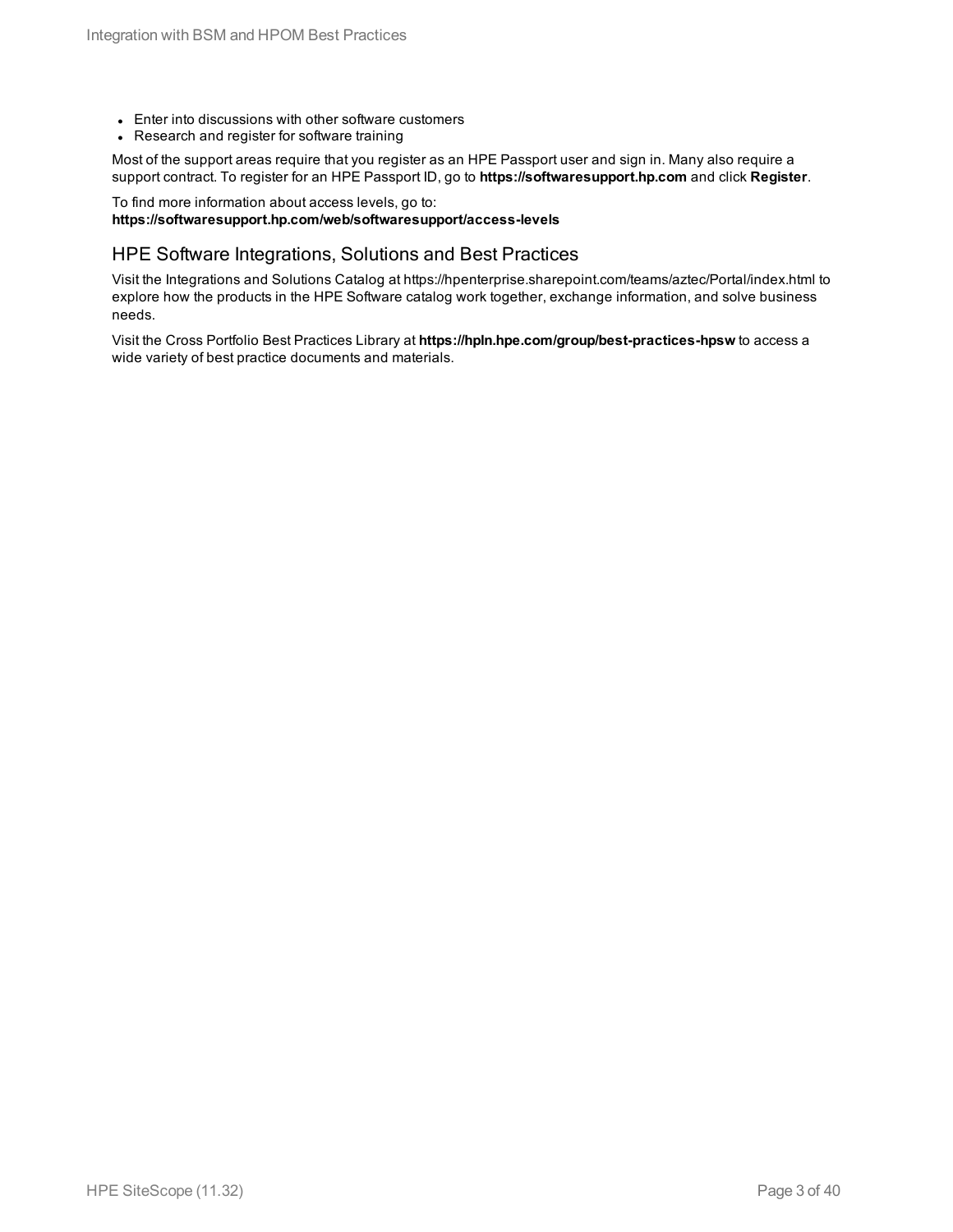- Enter into discussions with other software customers
- Research and register for software training

Most of the support areas require that you register as an HPE Passport user and sign in. Many also require a support contract. To register for an HPE Passport ID, go to **https://softwaresupport.hp.com** and click **Register**.

To find more information about access levels, go to:
**https://softwaresupport.hp.com/web/softwaresupport/access-levels**

## HPE Software Integrations, Solutions and Best Practices

Visit the Integrations and Solutions Catalog at https://hpenterprise.sharepoint.com/teams/aztec/Portal/index.html to explore how the products in the HPE Software catalog work together, exchange information, and solve business needs.

Visit the Cross Portfolio Best Practices Library at **https://hpln.hpe.com/group/best-practices-hpsw** to access a wide variety of best practice documents and materials.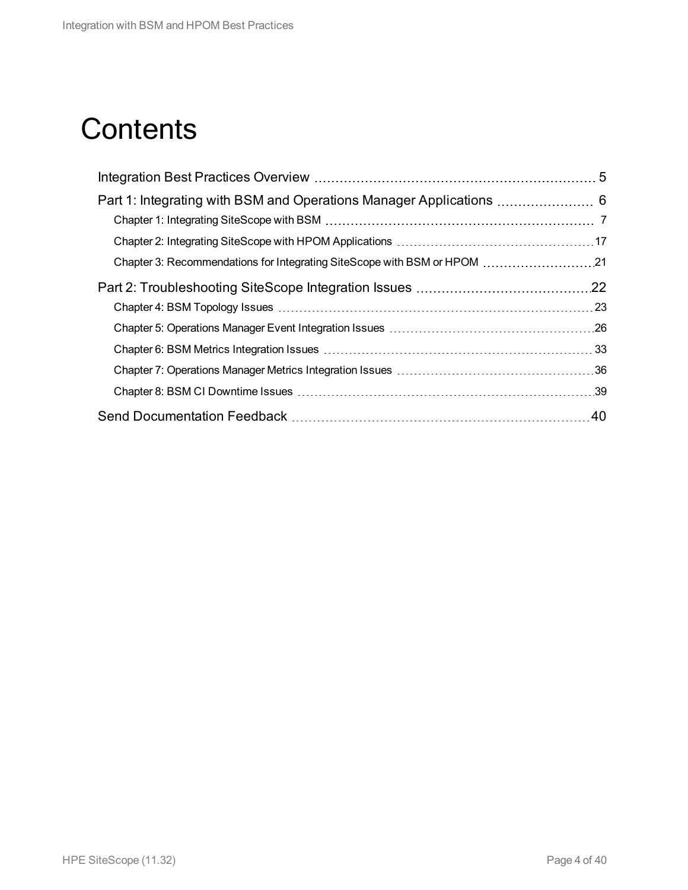# Contents

Integration Best Practices Overview ..... 5

Part 1: Integrating with BSM and Operations Manager Applications ..... 6

- Chapter 1: Integrating SiteScope with BSM ..... 7
- Chapter 2: Integrating SiteScope with HPOM Applications ..... 17
- Chapter 3: Recommendations for Integrating SiteScope with BSM or HPOM ..... 21

Part 2: Troubleshooting SiteScope Integration Issues ..... 22

- Chapter 4: BSM Topology Issues ..... 23
- Chapter 5: Operations Manager Event Integration Issues ..... 26
- Chapter 6: BSM Metrics Integration Issues ..... 33
- Chapter 7: Operations Manager Metrics Integration Issues ..... 36
- Chapter 8: BSM CI Downtime Issues ..... 39

Send Documentation Feedback ..... 40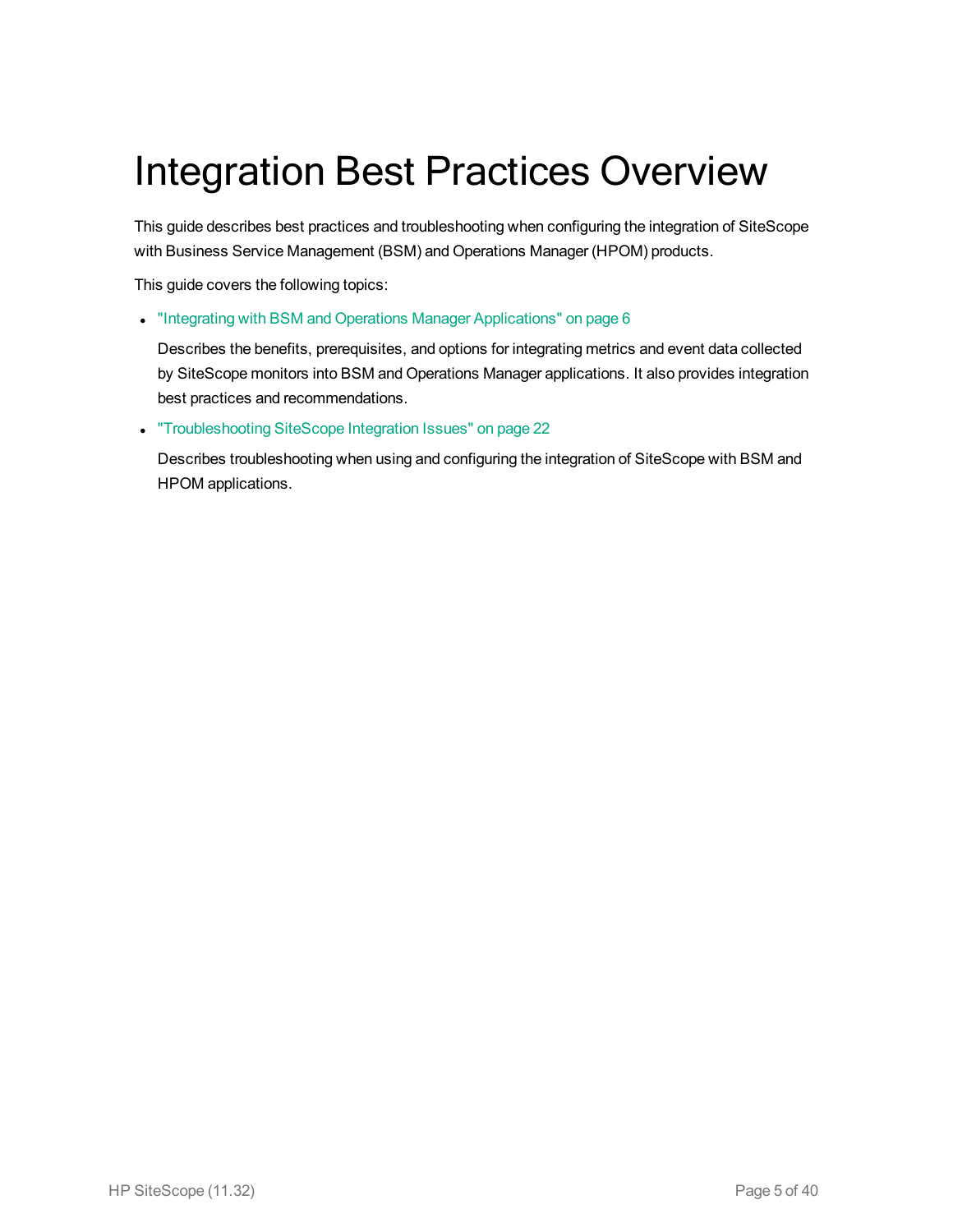# Integration Best Practices Overview

This guide describes best practices and troubleshooting when configuring the integration of SiteScope with Business Service Management (BSM) and Operations Manager (HPOM) products.

This guide covers the following topics:

- "Integrating with BSM and Operations Manager Applications" on page 6

  Describes the benefits, prerequisites, and options for integrating metrics and event data collected by SiteScope monitors into BSM and Operations Manager applications. It also provides integration best practices and recommendations.

- "Troubleshooting SiteScope Integration Issues" on page 22

  Describes troubleshooting when using and configuring the integration of SiteScope with BSM and HPOM applications.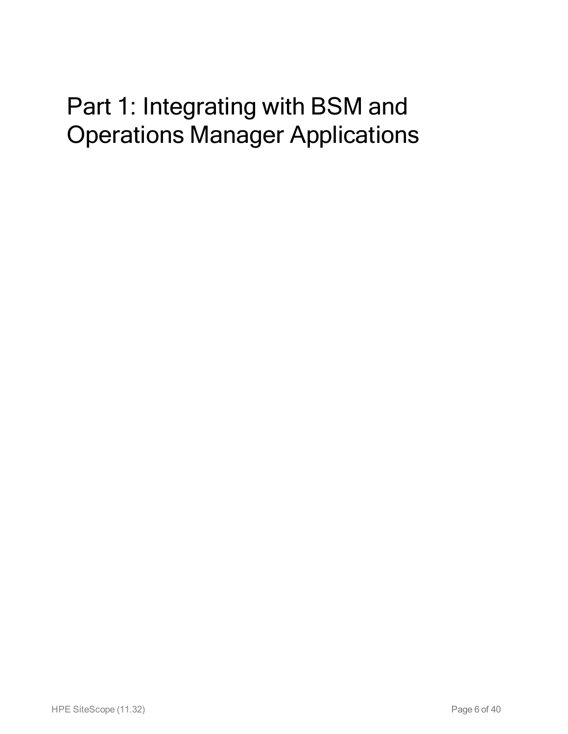# Part 1: Integrating with BSM and Operations Manager Applications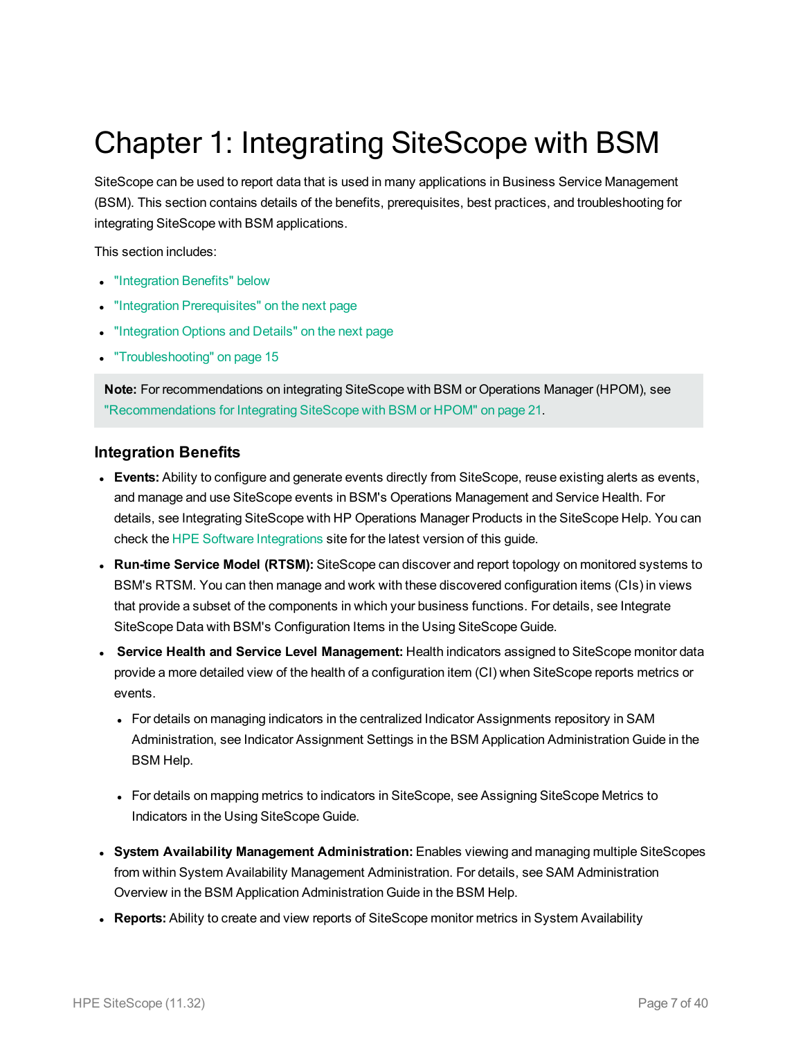# Chapter 1: Integrating SiteScope with BSM

SiteScope can be used to report data that is used in many applications in Business Service Management (BSM). This section contains details of the benefits, prerequisites, best practices, and troubleshooting for integrating SiteScope with BSM applications.

This section includes:

- "Integration Benefits" below
- "Integration Prerequisites" on the next page
- "Integration Options and Details" on the next page
- "Troubleshooting" on page 15

> **Note:** For recommendations on integrating SiteScope with BSM or Operations Manager (HPOM), see "Recommendations for Integrating SiteScope with BSM or HPOM" on page 21.

## Integration Benefits

- **Events:** Ability to configure and generate events directly from SiteScope, reuse existing alerts as events, and manage and use SiteScope events in BSM's Operations Management and Service Health. For details, see Integrating SiteScope with HP Operations Manager Products in the SiteScope Help. You can check the HPE Software Integrations site for the latest version of this guide.
- **Run-time Service Model (RTSM):** SiteScope can discover and report topology on monitored systems to BSM's RTSM. You can then manage and work with these discovered configuration items (CIs) in views that provide a subset of the components in which your business functions. For details, see Integrate SiteScope Data with BSM's Configuration Items in the Using SiteScope Guide.
- **Service Health and Service Level Management:** Health indicators assigned to SiteScope monitor data provide a more detailed view of the health of a configuration item (CI) when SiteScope reports metrics or events.
  - For details on managing indicators in the centralized Indicator Assignments repository in SAM Administration, see Indicator Assignment Settings in the BSM Application Administration Guide in the BSM Help.
  - For details on mapping metrics to indicators in SiteScope, see Assigning SiteScope Metrics to Indicators in the Using SiteScope Guide.
- **System Availability Management Administration:** Enables viewing and managing multiple SiteScopes from within System Availability Management Administration. For details, see SAM Administration Overview in the BSM Application Administration Guide in the BSM Help.
- **Reports:** Ability to create and view reports of SiteScope monitor metrics in System Availability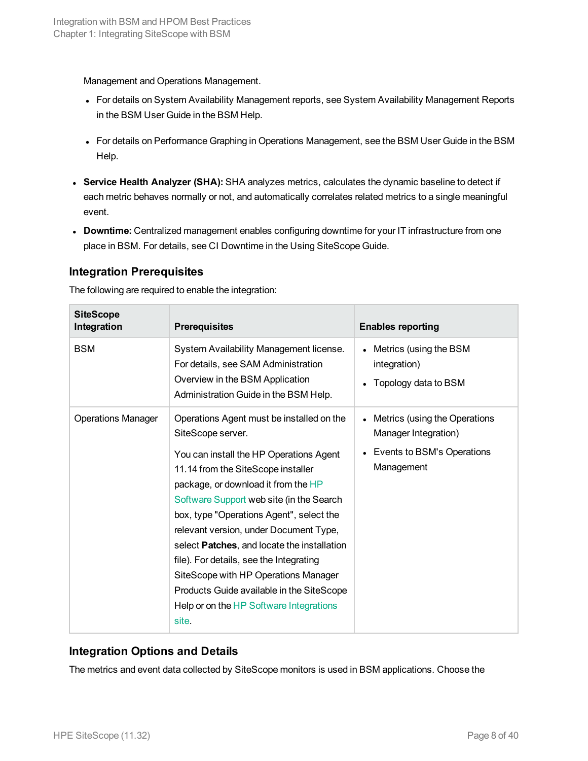Management and Operations Management.

- For details on System Availability Management reports, see System Availability Management Reports in the BSM User Guide in the BSM Help.
- For details on Performance Graphing in Operations Management, see the BSM User Guide in the BSM Help.

- **Service Health Analyzer (SHA):** SHA analyzes metrics, calculates the dynamic baseline to detect if each metric behaves normally or not, and automatically correlates related metrics to a single meaningful event.
- **Downtime:** Centralized management enables configuring downtime for your IT infrastructure from one place in BSM. For details, see CI Downtime in the Using SiteScope Guide.

### Integration Prerequisites

The following are required to enable the integration:

| SiteScope Integration | Prerequisites | Enables reporting |
|---|---|---|
| BSM | System Availability Management license. For details, see SAM Administration Overview in the BSM Application Administration Guide in the BSM Help. | • Metrics (using the BSM integration)<br>• Topology data to BSM |
| Operations Manager | Operations Agent must be installed on the SiteScope server.<br><br>You can install the HP Operations Agent 11.14 from the SiteScope installer package, or download it from the HP Software Support web site (in the Search box, type "Operations Agent", select the relevant version, under Document Type, select **Patches**, and locate the installation file). For details, see the Integrating SiteScope with HP Operations Manager Products Guide available in the SiteScope Help or on the HP Software Integrations site. | • Metrics (using the Operations Manager Integration)<br>• Events to BSM's Operations Management |

### Integration Options and Details

The metrics and event data collected by SiteScope monitors is used in BSM applications. Choose the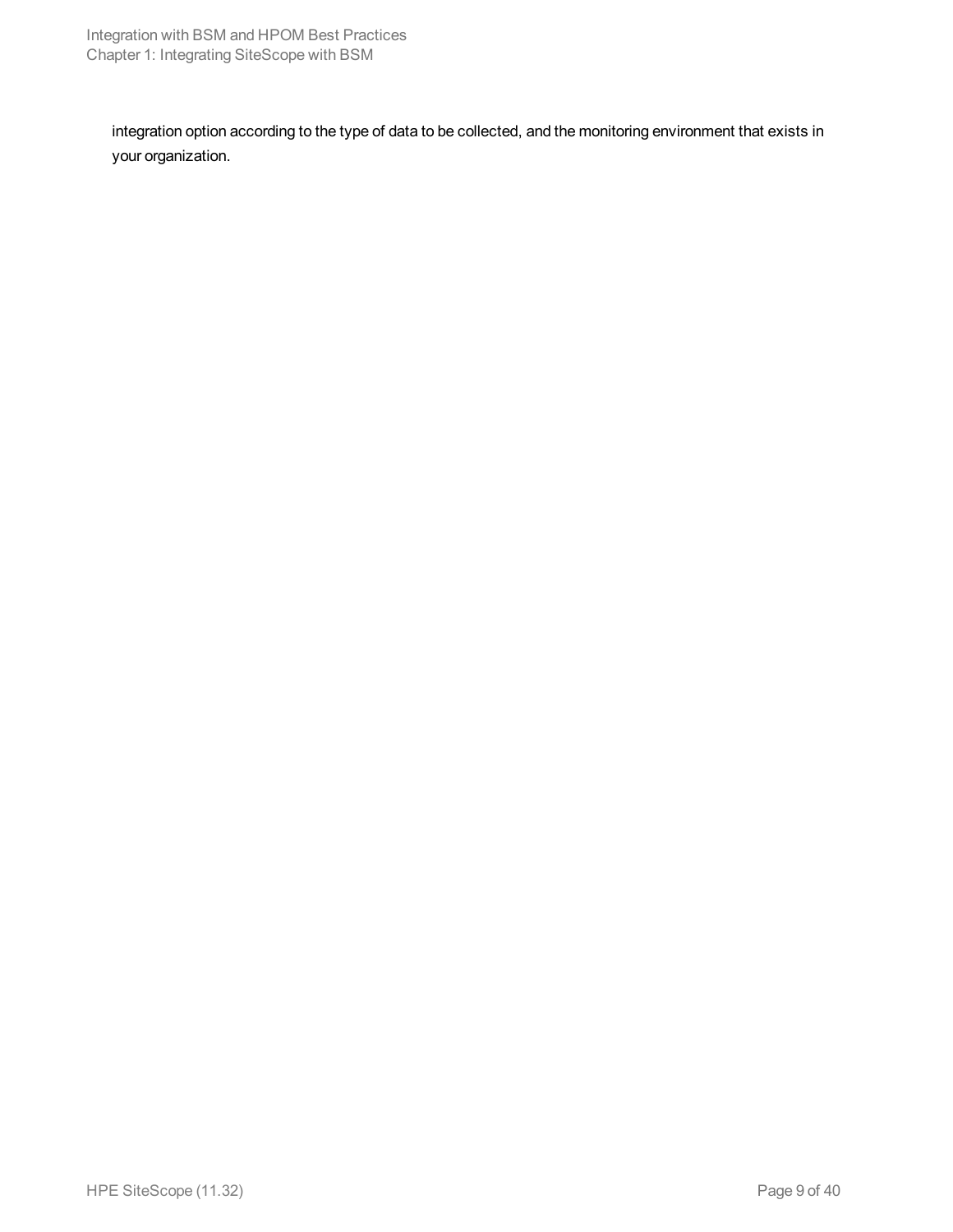integration option according to the type of data to be collected, and the monitoring environment that exists in your organization.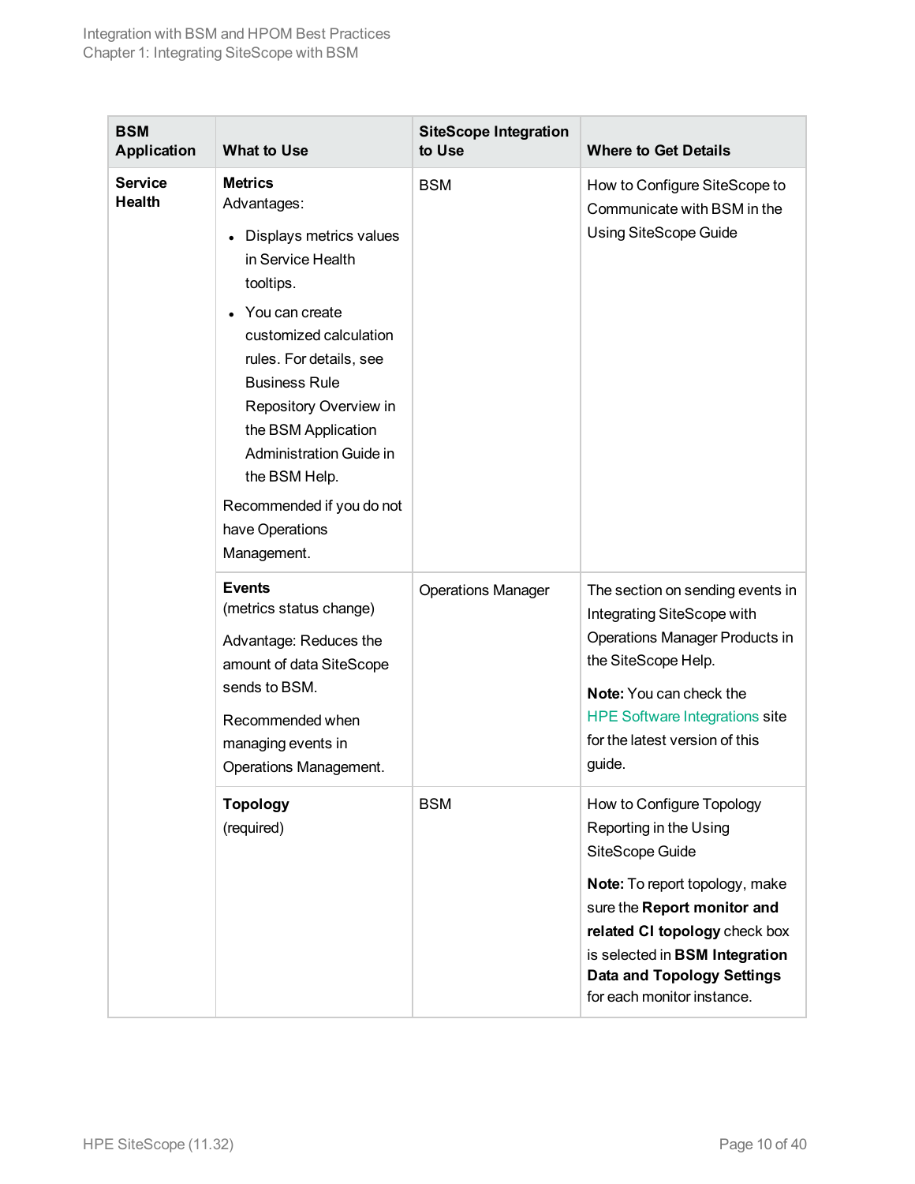| BSM Application | What to Use | SiteScope Integration to Use | Where to Get Details |
|---|---|---|---|
| **Service Health** | **Metrics**<br>Advantages:<br>• Displays metrics values in Service Health tooltips.<br>• You can create customized calculation rules. For details, see Business Rule Repository Overview in the BSM Application Administration Guide in the BSM Help.<br><br>Recommended if you do not have Operations Management. | BSM | How to Configure SiteScope to Communicate with BSM in the Using SiteScope Guide |
| | **Events**<br>(metrics status change)<br><br>Advantage: Reduces the amount of data SiteScope sends to BSM.<br><br>Recommended when managing events in Operations Management. | Operations Manager | The section on sending events in Integrating SiteScope with Operations Manager Products in the SiteScope Help.<br><br>**Note:** You can check the HPE Software Integrations site for the latest version of this guide. |
| | **Topology**<br>(required) | BSM | How to Configure Topology Reporting in the Using SiteScope Guide<br><br>**Note:** To report topology, make sure the **Report monitor and related CI topology** check box is selected in **BSM Integration Data and Topology Settings** for each monitor instance. |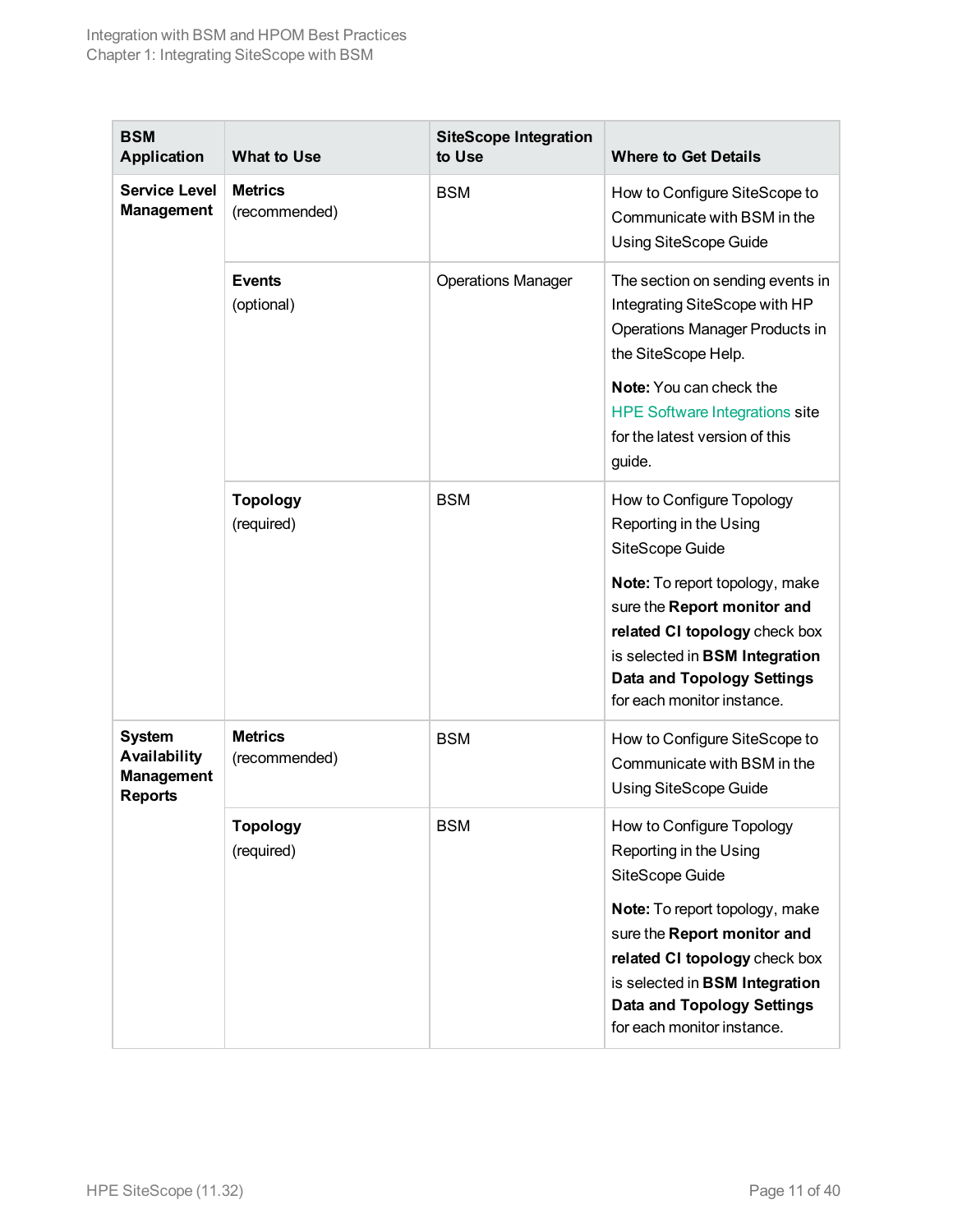| BSM Application | What to Use | SiteScope Integration to Use | Where to Get Details |
|---|---|---|---|
| **Service Level Management** | **Metrics** (recommended) | BSM | How to Configure SiteScope to Communicate with BSM in the Using SiteScope Guide |
| | **Events** (optional) | Operations Manager | The section on sending events in Integrating SiteScope with HP Operations Manager Products in the SiteScope Help. **Note:** You can check the HPE Software Integrations site for the latest version of this guide. |
| | **Topology** (required) | BSM | How to Configure Topology Reporting in the Using SiteScope Guide **Note:** To report topology, make sure the **Report monitor and related CI topology** check box is selected in **BSM Integration Data and Topology Settings** for each monitor instance. |
| **System Availability Management Reports** | **Metrics** (recommended) | BSM | How to Configure SiteScope to Communicate with BSM in the Using SiteScope Guide |
| | **Topology** (required) | BSM | How to Configure Topology Reporting in the Using SiteScope Guide **Note:** To report topology, make sure the **Report monitor and related CI topology** check box is selected in **BSM Integration Data and Topology Settings** for each monitor instance. |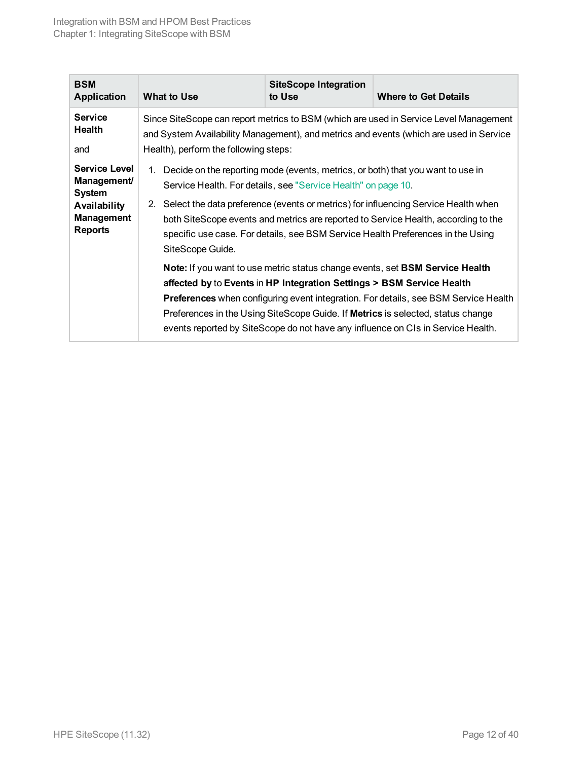| BSM Application | What to Use | SiteScope Integration to Use | Where to Get Details |
|---|---|---|---|
| **Service Health**<br><br>and<br><br>**Service Level Management/ System Availability Management Reports** | Since SiteScope can report metrics to BSM (which are used in Service Level Management and System Availability Management), and metrics and events (which are used in Service Health), perform the following steps:<br><br>1. Decide on the reporting mode (events, metrics, or both) that you want to use in Service Health. For details, see "Service Health" on page 10.<br>2. Select the data preference (events or metrics) for influencing Service Health when both SiteScope events and metrics are reported to Service Health, according to the specific use case. For details, see BSM Service Health Preferences in the Using SiteScope Guide.<br><br>**Note:** If you want to use metric status change events, set **BSM Service Health affected by** to **Events** in **HP Integration Settings > BSM Service Health Preferences** when configuring event integration. For details, see BSM Service Health Preferences in the Using SiteScope Guide. If **Metrics** is selected, status change events reported by SiteScope do not have any influence on CIs in Service Health. | | |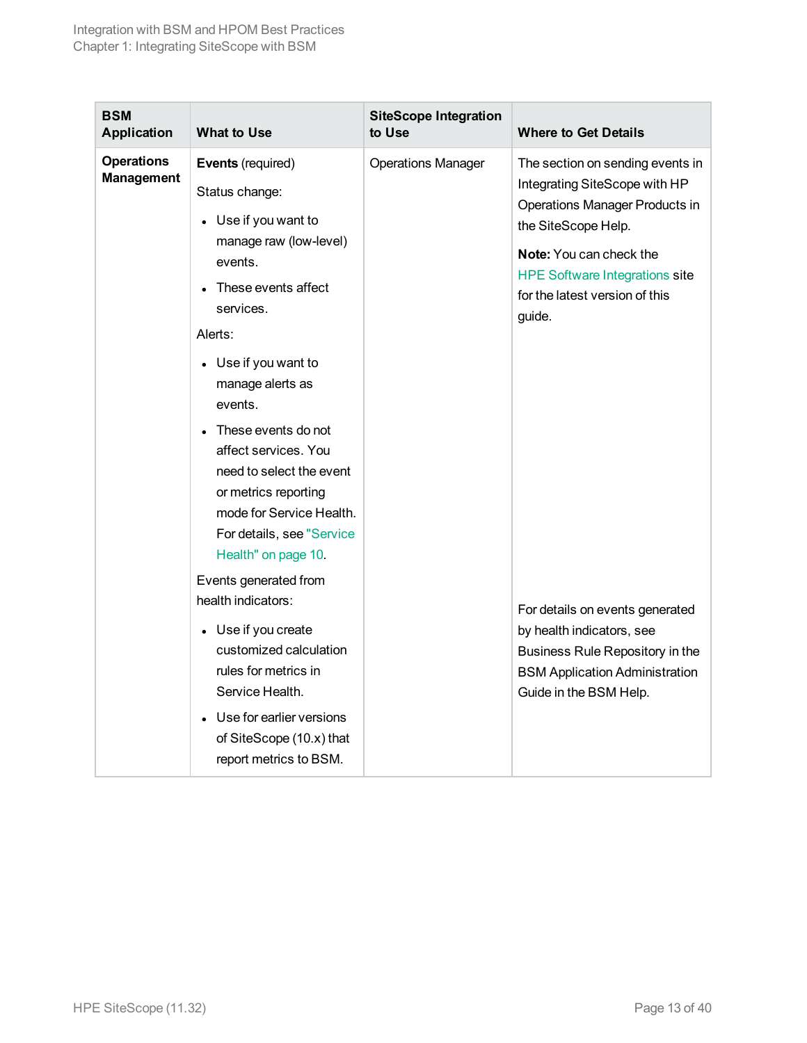| BSM Application | What to Use | SiteScope Integration to Use | Where to Get Details |
|---|---|---|---|
| **Operations Management** | **Events** (required)<br><br>Status change:<br>• Use if you want to manage raw (low-level) events.<br>• These events affect services.<br><br>Alerts:<br>• Use if you want to manage alerts as events.<br>• These events do not affect services. You need to select the event or metrics reporting mode for Service Health. For details, see "Service Health" on page 10.<br><br>Events generated from health indicators:<br>• Use if you create customized calculation rules for metrics in Service Health.<br>• Use for earlier versions of SiteScope (10.x) that report metrics to BSM. | Operations Manager | The section on sending events in Integrating SiteScope with HP Operations Manager Products in the SiteScope Help.<br><br>**Note:** You can check the HPE Software Integrations site for the latest version of this guide.<br><br>For details on events generated by health indicators, see Business Rule Repository in the BSM Application Administration Guide in the BSM Help. |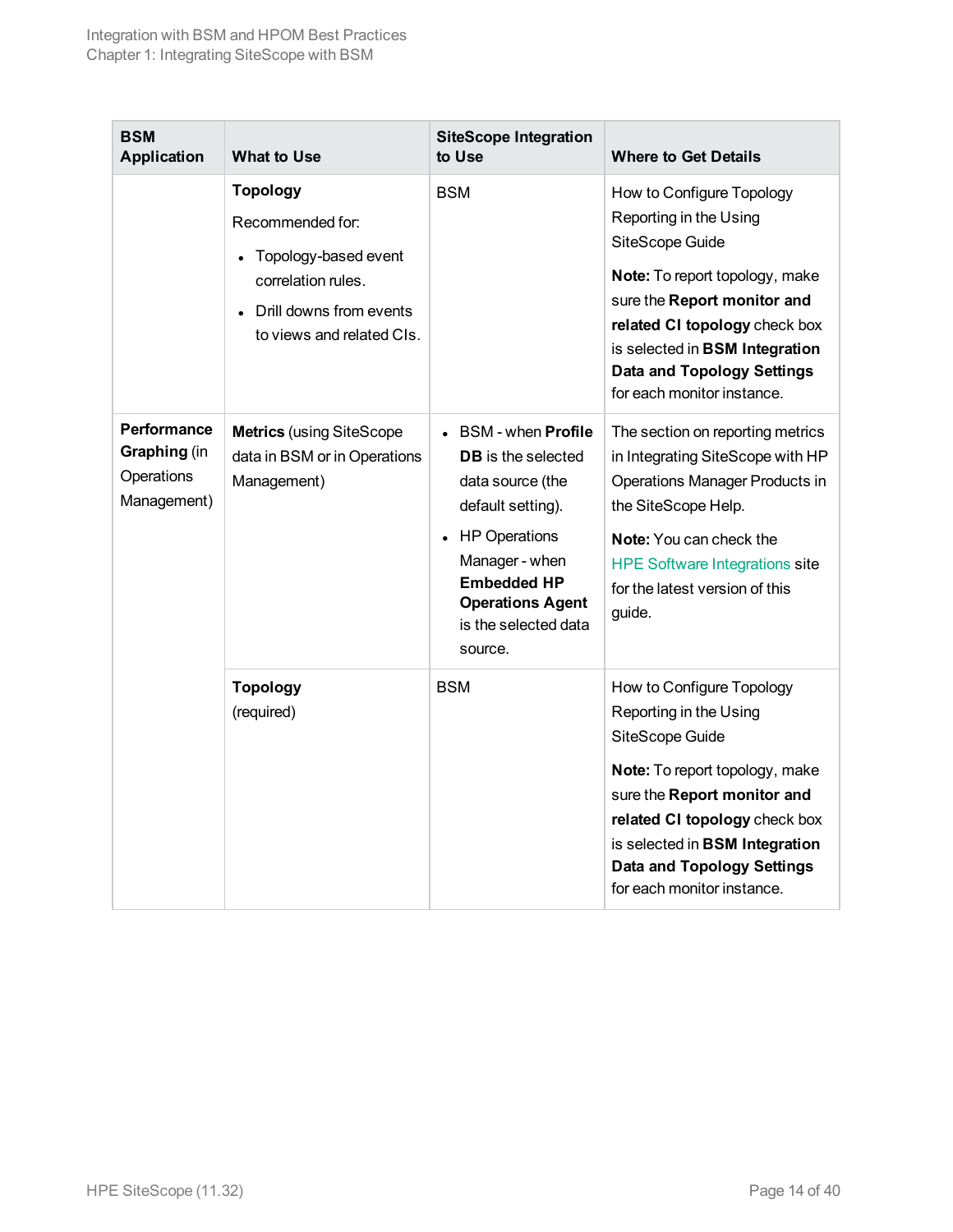| BSM Application | What to Use | SiteScope Integration to Use | Where to Get Details |
|---|---|---|---|
| | **Topology**<br>Recommended for:<br>• Topology-based event correlation rules.<br>• Drill downs from events to views and related CIs. | BSM | How to Configure Topology Reporting in the Using SiteScope Guide<br>**Note:** To report topology, make sure the **Report monitor and related CI topology** check box is selected in **BSM Integration Data and Topology Settings** for each monitor instance. |
| **Performance Graphing** (in Operations Management) | **Metrics** (using SiteScope data in BSM or in Operations Management) | • BSM - when **Profile DB** is the selected data source (the default setting).<br>• HP Operations Manager - when **Embedded HP Operations Agent** is the selected data source. | The section on reporting metrics in Integrating SiteScope with HP Operations Manager Products in the SiteScope Help.<br>**Note:** You can check the HPE Software Integrations site for the latest version of this guide. |
| | **Topology**<br>(required) | BSM | How to Configure Topology Reporting in the Using SiteScope Guide<br>**Note:** To report topology, make sure the **Report monitor and related CI topology** check box is selected in **BSM Integration Data and Topology Settings** for each monitor instance. |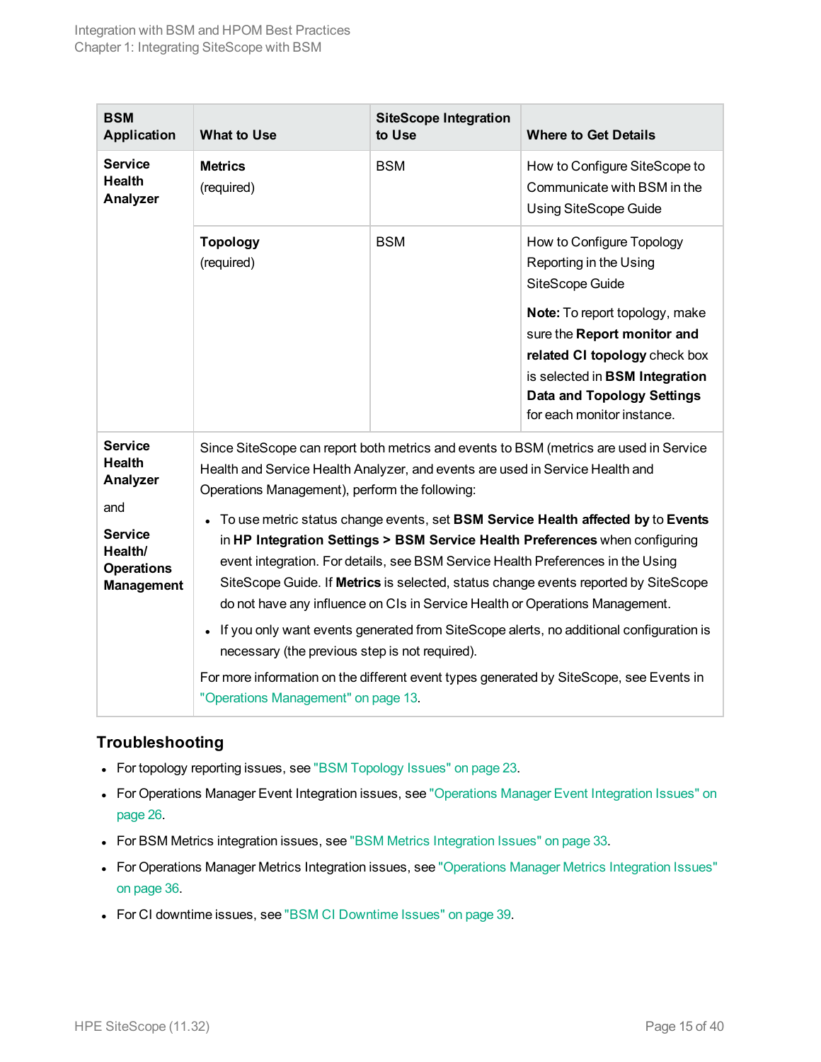| BSM Application | What to Use | SiteScope Integration to Use | Where to Get Details |
|---|---|---|---|
| **Service Health Analyzer** | **Metrics** (required) | BSM | How to Configure SiteScope to Communicate with BSM in the Using SiteScope Guide |
| | **Topology** (required) | BSM | How to Configure Topology Reporting in the Using SiteScope Guide<br><br>**Note:** To report topology, make sure the **Report monitor and related CI topology** check box is selected in **BSM Integration Data and Topology Settings** for each monitor instance. |
| **Service Health Analyzer** and **Service Health/ Operations Management** | Since SiteScope can report both metrics and events to BSM (metrics are used in Service Health and Service Health Analyzer, and events are used in Service Health and Operations Management), perform the following:<br><br>• To use metric status change events, set **BSM Service Health affected by** to **Events** in **HP Integration Settings > BSM Service Health Preferences** when configuring event integration. For details, see BSM Service Health Preferences in the Using SiteScope Guide. If **Metrics** is selected, status change events reported by SiteScope do not have any influence on CIs in Service Health or Operations Management.<br><br>• If you only want events generated from SiteScope alerts, no additional configuration is necessary (the previous step is not required).<br><br>For more information on the different event types generated by SiteScope, see Events in "Operations Management" on page 13. | | |

### Troubleshooting

- For topology reporting issues, see "BSM Topology Issues" on page 23.
- For Operations Manager Event Integration issues, see "Operations Manager Event Integration Issues" on page 26.
- For BSM Metrics integration issues, see "BSM Metrics Integration Issues" on page 33.
- For Operations Manager Metrics Integration issues, see "Operations Manager Metrics Integration Issues" on page 36.
- For CI downtime issues, see "BSM CI Downtime Issues" on page 39.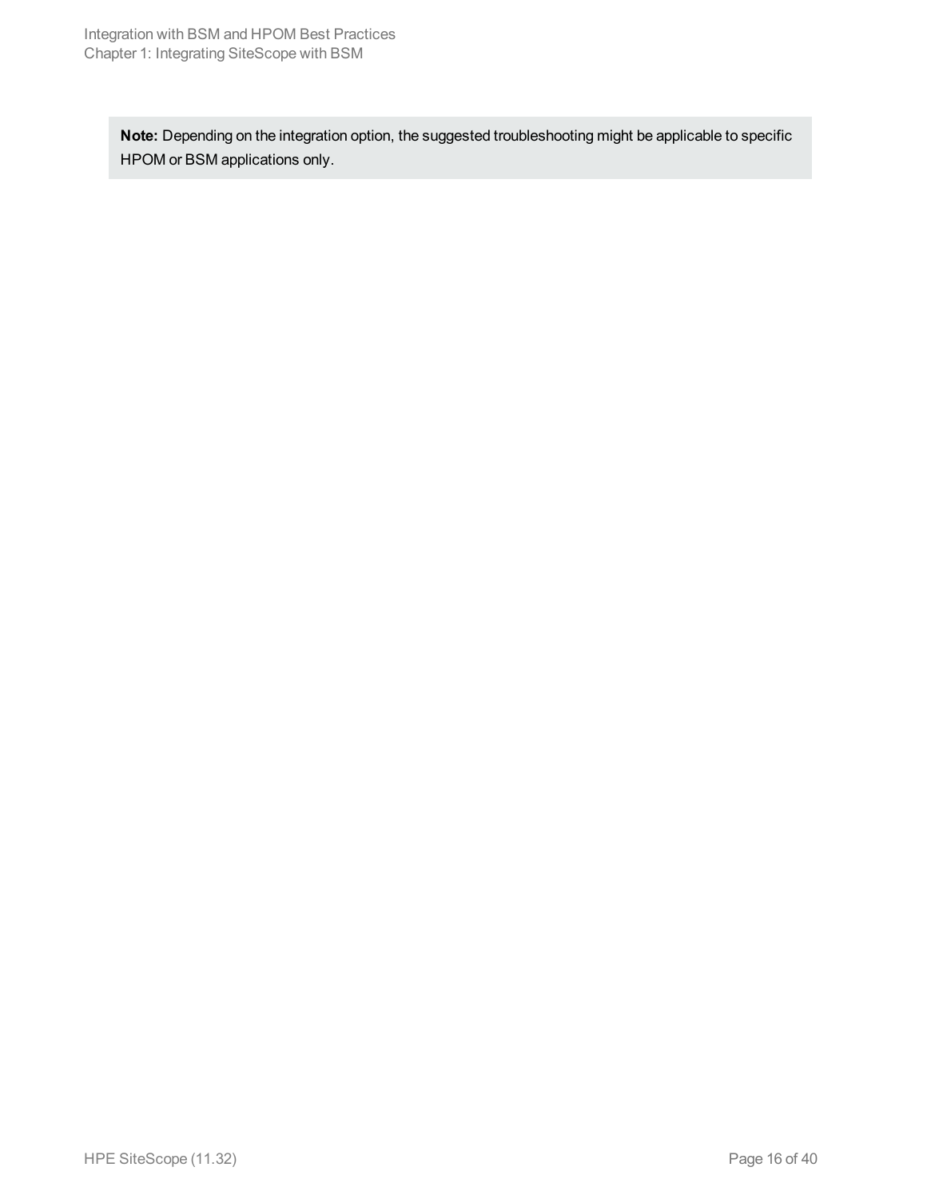**Note:** Depending on the integration option, the suggested troubleshooting might be applicable to specific HPOM or BSM applications only.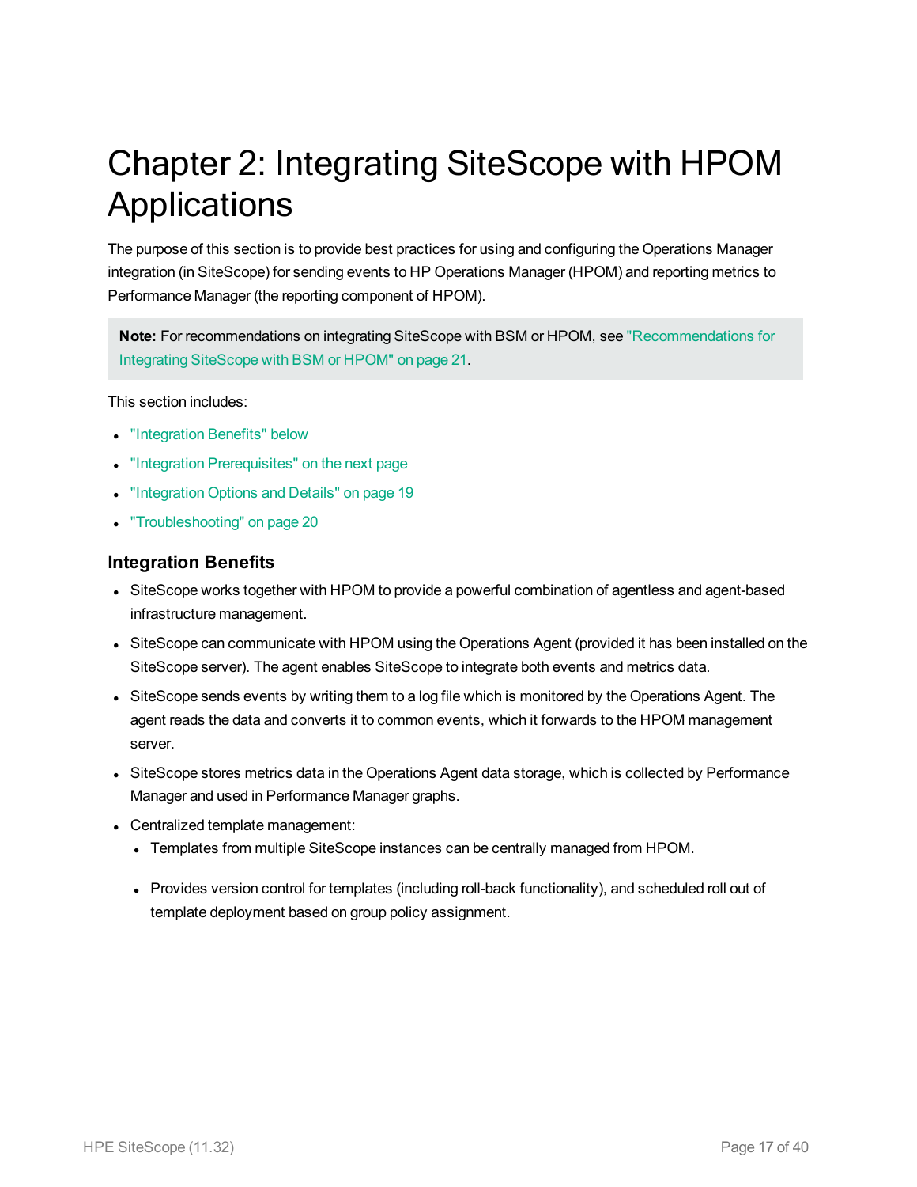# Chapter 2: Integrating SiteScope with HPOM Applications

The purpose of this section is to provide best practices for using and configuring the Operations Manager integration (in SiteScope) for sending events to HP Operations Manager (HPOM) and reporting metrics to Performance Manager (the reporting component of HPOM).

> **Note:** For recommendations on integrating SiteScope with BSM or HPOM, see "Recommendations for Integrating SiteScope with BSM or HPOM" on page 21.

This section includes:

- "Integration Benefits" below
- "Integration Prerequisites" on the next page
- "Integration Options and Details" on page 19
- "Troubleshooting" on page 20

### Integration Benefits

- SiteScope works together with HPOM to provide a powerful combination of agentless and agent-based infrastructure management.
- SiteScope can communicate with HPOM using the Operations Agent (provided it has been installed on the SiteScope server). The agent enables SiteScope to integrate both events and metrics data.
- SiteScope sends events by writing them to a log file which is monitored by the Operations Agent. The agent reads the data and converts it to common events, which it forwards to the HPOM management server.
- SiteScope stores metrics data in the Operations Agent data storage, which is collected by Performance Manager and used in Performance Manager graphs.
- Centralized template management:
  - Templates from multiple SiteScope instances can be centrally managed from HPOM.
  - Provides version control for templates (including roll-back functionality), and scheduled roll out of template deployment based on group policy assignment.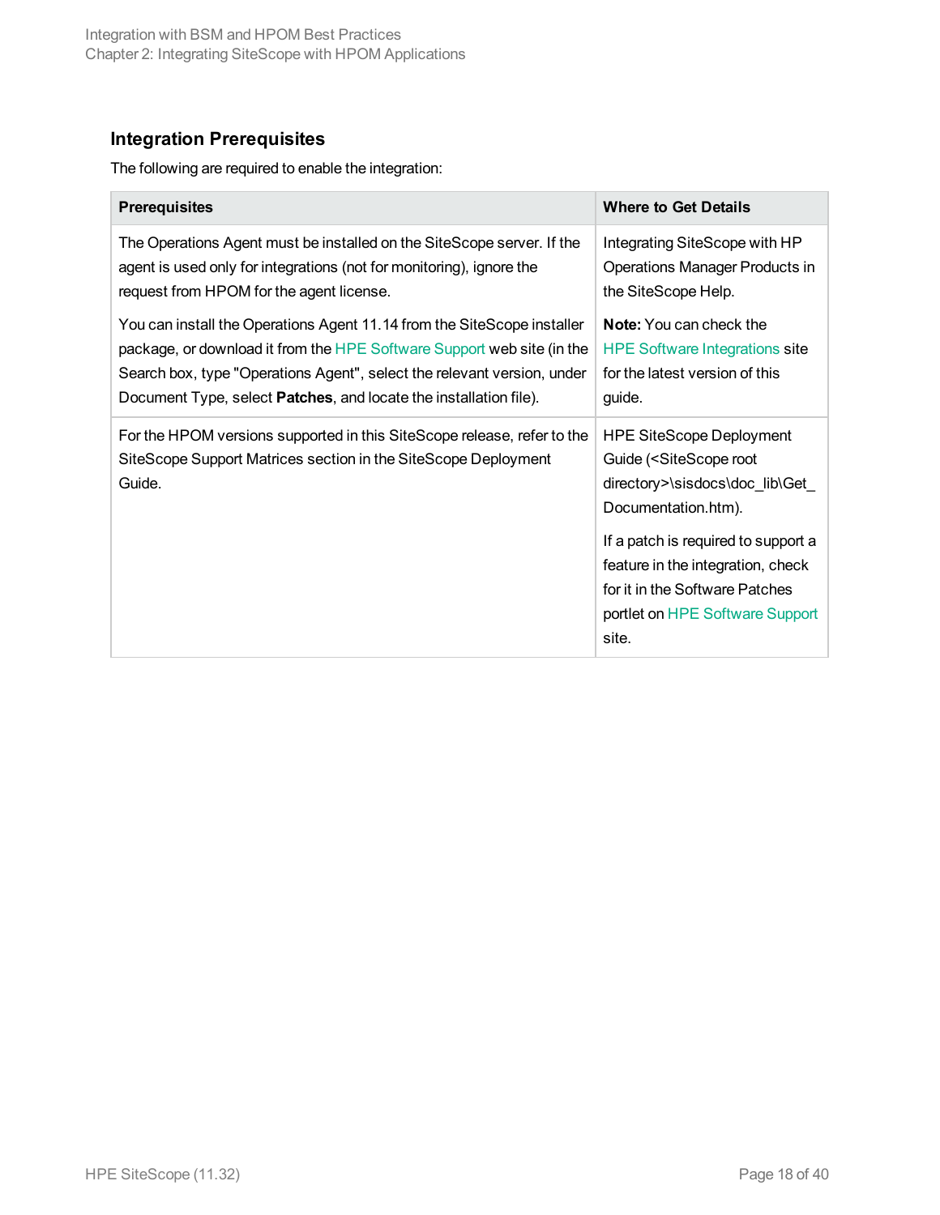### Integration Prerequisites

The following are required to enable the integration:

| Prerequisites | Where to Get Details |
|---|---|
| The Operations Agent must be installed on the SiteScope server. If the agent is used only for integrations (not for monitoring), ignore the request from HPOM for the agent license.<br><br>You can install the Operations Agent 11.14 from the SiteScope installer package, or download it from the HPE Software Support web site (in the Search box, type "Operations Agent", select the relevant version, under Document Type, select **Patches**, and locate the installation file). | Integrating SiteScope with HP Operations Manager Products in the SiteScope Help.<br><br>**Note:** You can check the HPE Software Integrations site for the latest version of this guide. |
| For the HPOM versions supported in this SiteScope release, refer to the SiteScope Support Matrices section in the SiteScope Deployment Guide. | HPE SiteScope Deployment Guide (<SiteScope root directory>\sisdocs\doc_lib\Get_Documentation.htm).<br><br>If a patch is required to support a feature in the integration, check for it in the Software Patches portlet on HPE Software Support site. |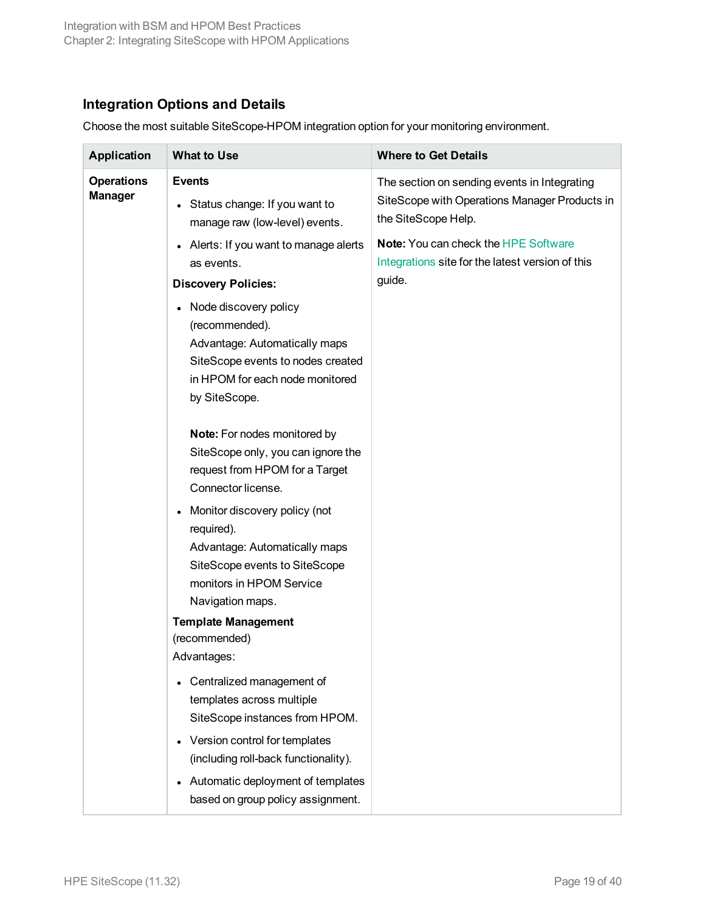### Integration Options and Details

Choose the most suitable SiteScope-HPOM integration option for your monitoring environment.

| Application | What to Use | Where to Get Details |
|---|---|---|
| **Operations Manager** | **Events**<br>• Status change: If you want to manage raw (low-level) events.<br>• Alerts: If you want to manage alerts as events.<br>**Discovery Policies:**<br>• Node discovery policy (recommended).<br>Advantage: Automatically maps SiteScope events to nodes created in HPOM for each node monitored by SiteScope.<br><br>**Note:** For nodes monitored by SiteScope only, you can ignore the request from HPOM for a Target Connector license.<br>• Monitor discovery policy (not required).<br>Advantage: Automatically maps SiteScope events to SiteScope monitors in HPOM Service Navigation maps.<br>**Template Management** (recommended)<br>Advantages:<br>• Centralized management of templates across multiple SiteScope instances from HPOM.<br>• Version control for templates (including roll-back functionality).<br>• Automatic deployment of templates based on group policy assignment. | The section on sending events in Integrating SiteScope with Operations Manager Products in the SiteScope Help.<br><br>**Note:** You can check the HPE Software Integrations site for the latest version of this guide. |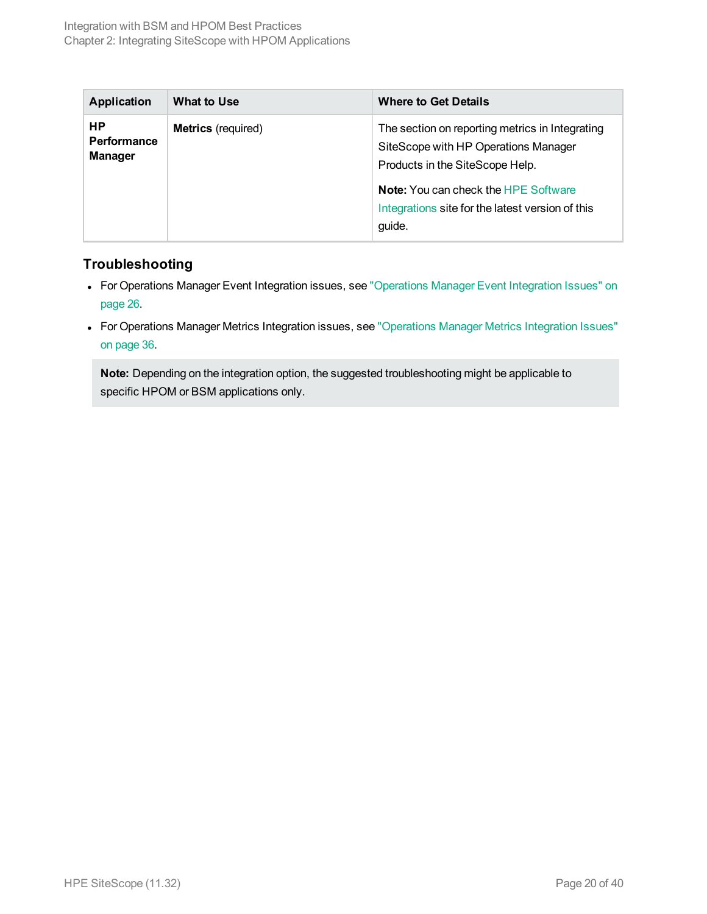| Application | What to Use | Where to Get Details |
|---|---|---|
| **HP Performance Manager** | **Metrics** (required) | The section on reporting metrics in Integrating SiteScope with HP Operations Manager Products in the SiteScope Help.<br><br>**Note:** You can check the HPE Software Integrations site for the latest version of this guide. |

## Troubleshooting

- For Operations Manager Event Integration issues, see "Operations Manager Event Integration Issues" on page 26.
- For Operations Manager Metrics Integration issues, see "Operations Manager Metrics Integration Issues" on page 36.

> **Note:** Depending on the integration option, the suggested troubleshooting might be applicable to specific HPOM or BSM applications only.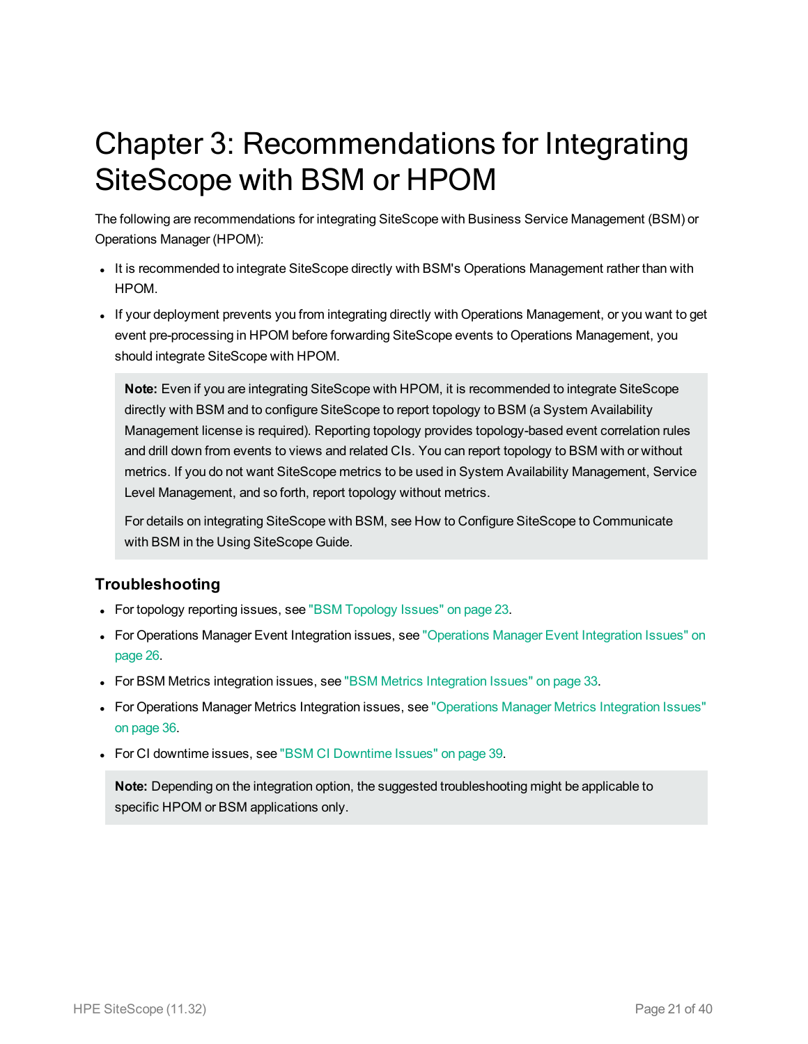# Chapter 3: Recommendations for Integrating SiteScope with BSM or HPOM

The following are recommendations for integrating SiteScope with Business Service Management (BSM) or Operations Manager (HPOM):

- It is recommended to integrate SiteScope directly with BSM's Operations Management rather than with HPOM.
- If your deployment prevents you from integrating directly with Operations Management, or you want to get event pre-processing in HPOM before forwarding SiteScope events to Operations Management, you should integrate SiteScope with HPOM.

> **Note:** Even if you are integrating SiteScope with HPOM, it is recommended to integrate SiteScope directly with BSM and to configure SiteScope to report topology to BSM (a System Availability Management license is required). Reporting topology provides topology-based event correlation rules and drill down from events to views and related CIs. You can report topology to BSM with or without metrics. If you do not want SiteScope metrics to be used in System Availability Management, Service Level Management, and so forth, report topology without metrics.
>
> For details on integrating SiteScope with BSM, see How to Configure SiteScope to Communicate with BSM in the Using SiteScope Guide.

### Troubleshooting

- For topology reporting issues, see "BSM Topology Issues" on page 23.
- For Operations Manager Event Integration issues, see "Operations Manager Event Integration Issues" on page 26.
- For BSM Metrics integration issues, see "BSM Metrics Integration Issues" on page 33.
- For Operations Manager Metrics Integration issues, see "Operations Manager Metrics Integration Issues" on page 36.
- For CI downtime issues, see "BSM CI Downtime Issues" on page 39.

> **Note:** Depending on the integration option, the suggested troubleshooting might be applicable to specific HPOM or BSM applications only.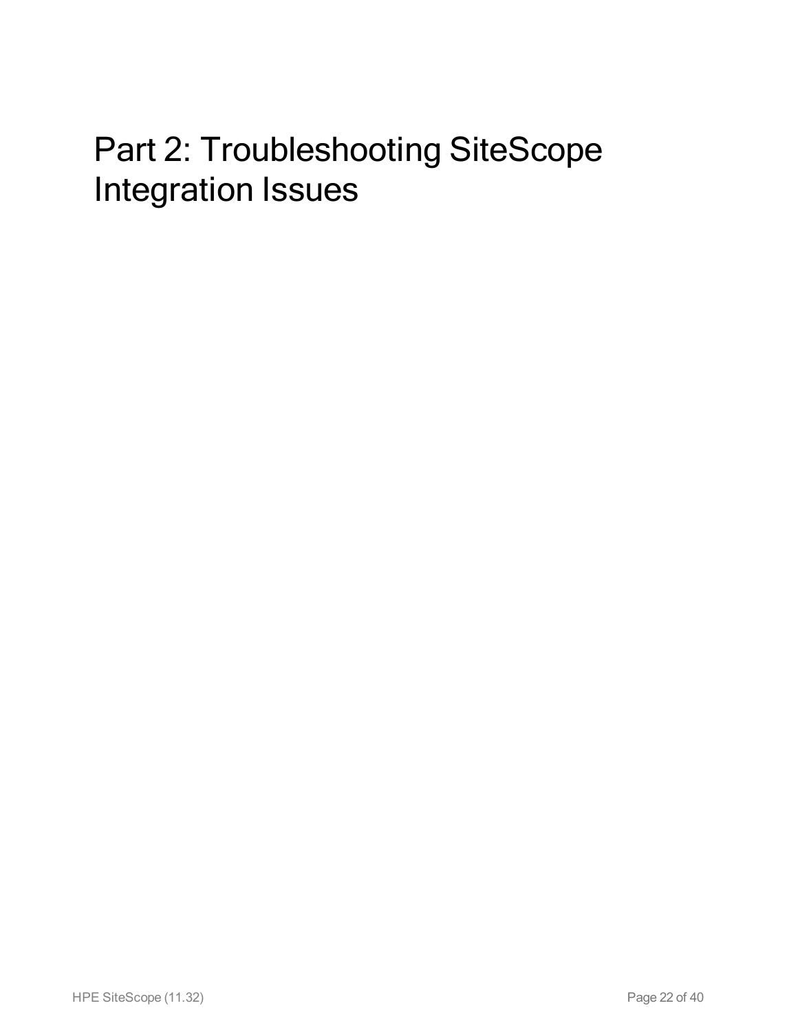# Part 2: Troubleshooting SiteScope Integration Issues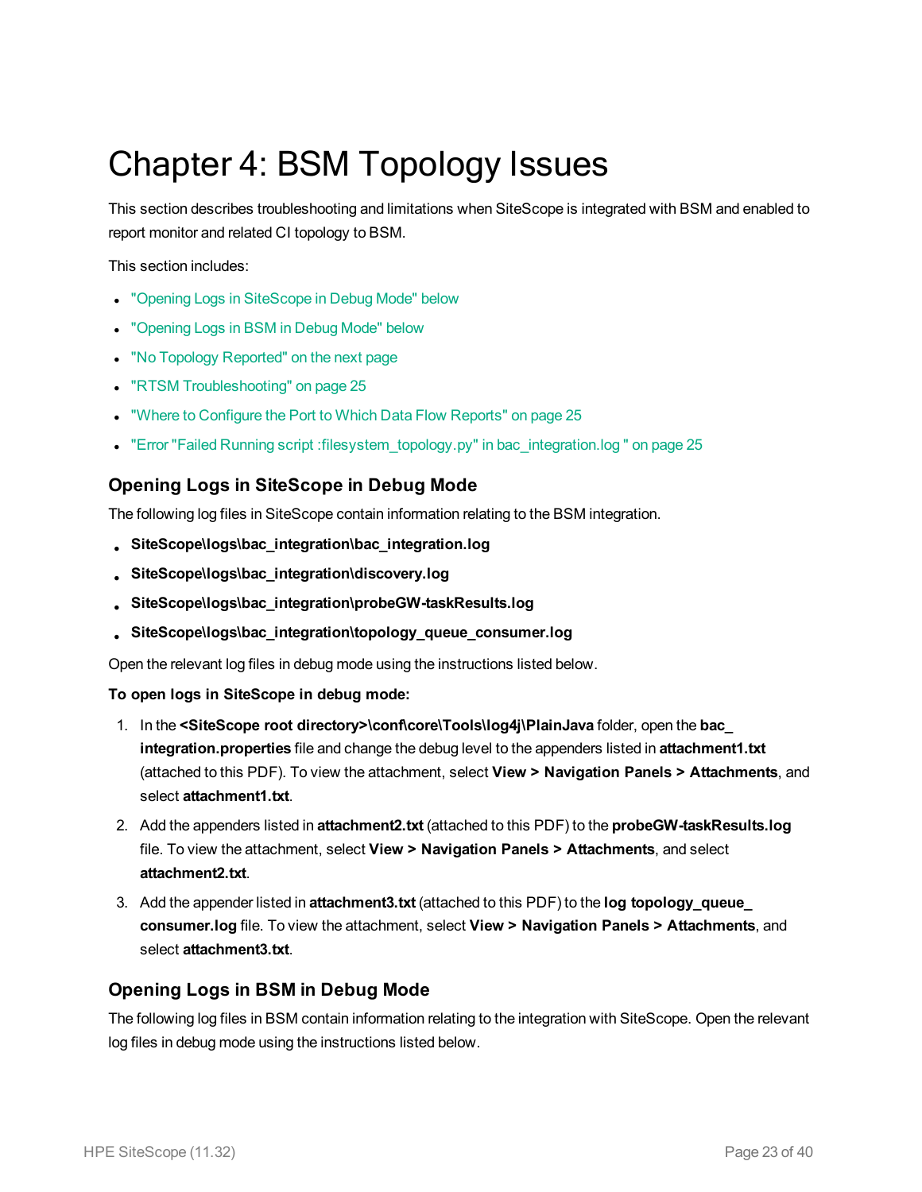# Chapter 4: BSM Topology Issues

This section describes troubleshooting and limitations when SiteScope is integrated with BSM and enabled to report monitor and related CI topology to BSM.

This section includes:

- "Opening Logs in SiteScope in Debug Mode" below
- "Opening Logs in BSM in Debug Mode" below
- "No Topology Reported" on the next page
- "RTSM Troubleshooting" on page 25
- "Where to Configure the Port to Which Data Flow Reports" on page 25
- "Error "Failed Running script :filesystem_topology.py" in bac_integration.log " on page 25

## Opening Logs in SiteScope in Debug Mode

The following log files in SiteScope contain information relating to the BSM integration.

- **SiteScope\logs\bac_integration\bac_integration.log**
- **SiteScope\logs\bac_integration\discovery.log**
- **SiteScope\logs\bac_integration\probeGW-taskResults.log**
- **SiteScope\logs\bac_integration\topology_queue_consumer.log**

Open the relevant log files in debug mode using the instructions listed below.

**To open logs in SiteScope in debug mode:**

1. In the **<SiteScope root directory>\conf\core\Tools\log4j\PlainJava** folder, open the **bac_integration.properties** file and change the debug level to the appenders listed in **attachment1.txt** (attached to this PDF). To view the attachment, select **View > Navigation Panels > Attachments**, and select **attachment1.txt**.
2. Add the appenders listed in **attachment2.txt** (attached to this PDF) to the **probeGW-taskResults.log** file. To view the attachment, select **View > Navigation Panels > Attachments**, and select **attachment2.txt**.
3. Add the appender listed in **attachment3.txt** (attached to this PDF) to the **log topology_queue_consumer.log** file. To view the attachment, select **View > Navigation Panels > Attachments**, and select **attachment3.txt**.

## Opening Logs in BSM in Debug Mode

The following log files in BSM contain information relating to the integration with SiteScope. Open the relevant log files in debug mode using the instructions listed below.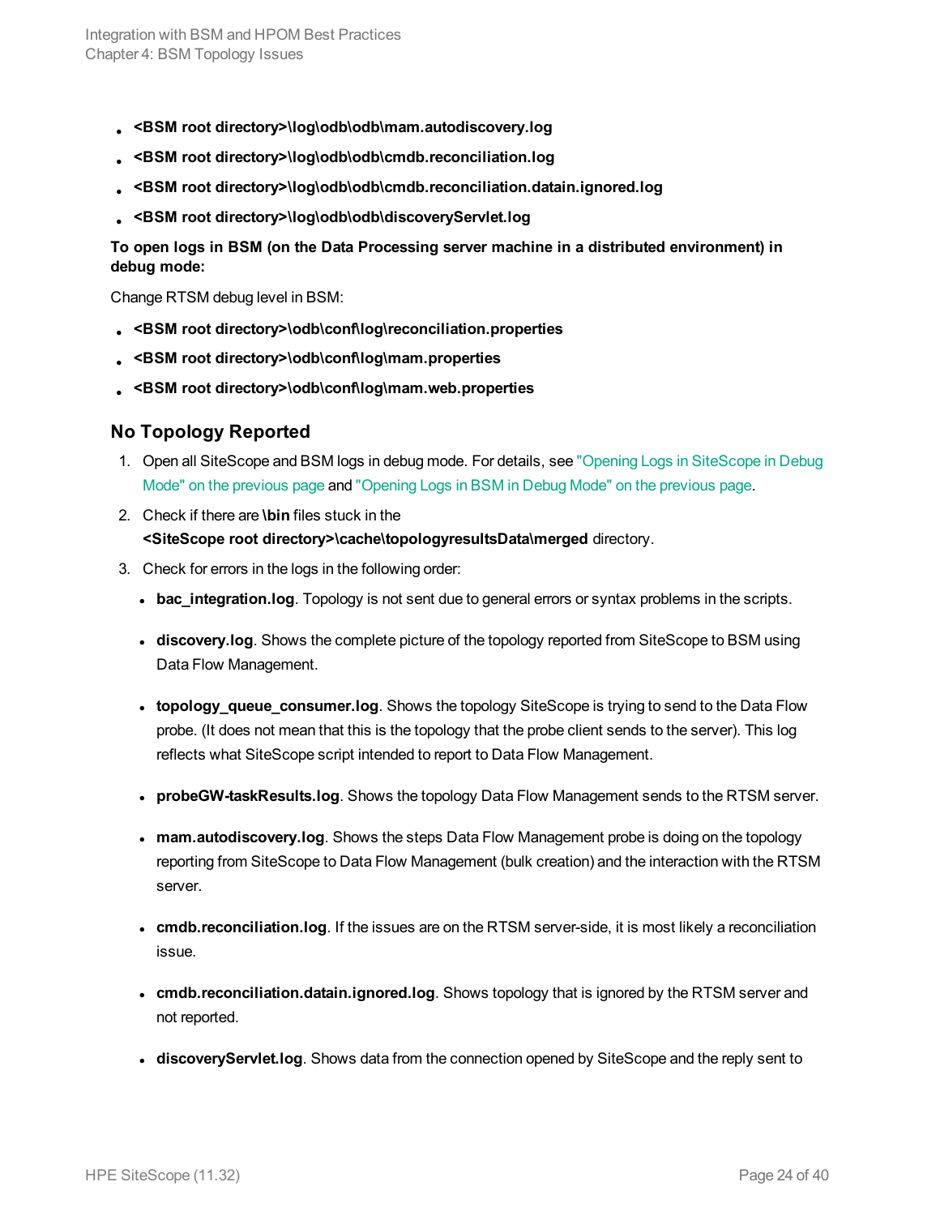- **<BSM root directory>\log\odb\odb\mam.autodiscovery.log**
- **<BSM root directory>\log\odb\odb\cmdb.reconciliation.log**
- **<BSM root directory>\log\odb\odb\cmdb.reconciliation.datain.ignored.log**
- **<BSM root directory>\log\odb\odb\discoveryServlet.log**

**To open logs in BSM (on the Data Processing server machine in a distributed environment) in debug mode:**

Change RTSM debug level in BSM:

- **<BSM root directory>\odb\conf\log\reconciliation.properties**
- **<BSM root directory>\odb\conf\log\mam.properties**
- **<BSM root directory>\odb\conf\log\mam.web.properties**

## No Topology Reported

1. Open all SiteScope and BSM logs in debug mode. For details, see "Opening Logs in SiteScope in Debug Mode" on the previous page and "Opening Logs in BSM in Debug Mode" on the previous page.
2. Check if there are **\bin** files stuck in the **<SiteScope root directory>\cache\topologyresultsData\merged** directory.
3. Check for errors in the logs in the following order:
   - **bac_integration.log**. Topology is not sent due to general errors or syntax problems in the scripts.
   - **discovery.log**. Shows the complete picture of the topology reported from SiteScope to BSM using Data Flow Management.
   - **topology_queue_consumer.log**. Shows the topology SiteScope is trying to send to the Data Flow probe. (It does not mean that this is the topology that the probe client sends to the server). This log reflects what SiteScope script intended to report to Data Flow Management.
   - **probeGW-taskResults.log**. Shows the topology Data Flow Management sends to the RTSM server.
   - **mam.autodiscovery.log**. Shows the steps Data Flow Management probe is doing on the topology reporting from SiteScope to Data Flow Management (bulk creation) and the interaction with the RTSM server.
   - **cmdb.reconciliation.log**. If the issues are on the RTSM server-side, it is most likely a reconciliation issue.
   - **cmdb.reconciliation.datain.ignored.log**. Shows topology that is ignored by the RTSM server and not reported.
   - **discoveryServlet.log**. Shows data from the connection opened by SiteScope and the reply sent to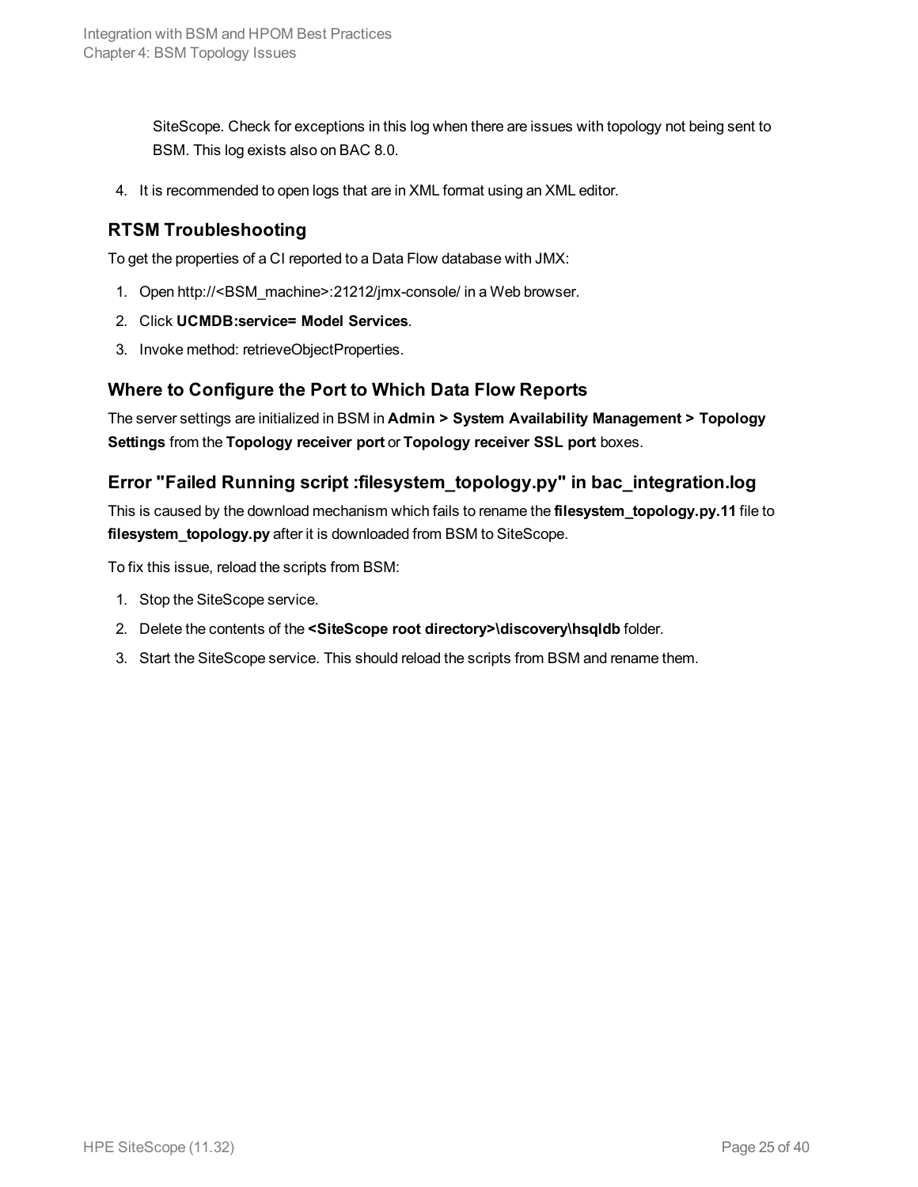SiteScope. Check for exceptions in this log when there are issues with topology not being sent to BSM. This log exists also on BAC 8.0.

4. It is recommended to open logs that are in XML format using an XML editor.

### RTSM Troubleshooting

To get the properties of a CI reported to a Data Flow database with JMX:

1. Open http://<BSM_machine>:21212/jmx-console/ in a Web browser.
2. Click **UCMDB:service= Model Services**.
3. Invoke method: retrieveObjectProperties.

### Where to Configure the Port to Which Data Flow Reports

The server settings are initialized in BSM in **Admin > System Availability Management > Topology Settings** from the **Topology receiver port** or **Topology receiver SSL port** boxes.

### Error "Failed Running script :filesystem_topology.py" in bac_integration.log

This is caused by the download mechanism which fails to rename the **filesystem_topology.py.11** file to **filesystem_topology.py** after it is downloaded from BSM to SiteScope.

To fix this issue, reload the scripts from BSM:

1. Stop the SiteScope service.
2. Delete the contents of the **<SiteScope root directory>\discovery\hsqldb** folder.
3. Start the SiteScope service. This should reload the scripts from BSM and rename them.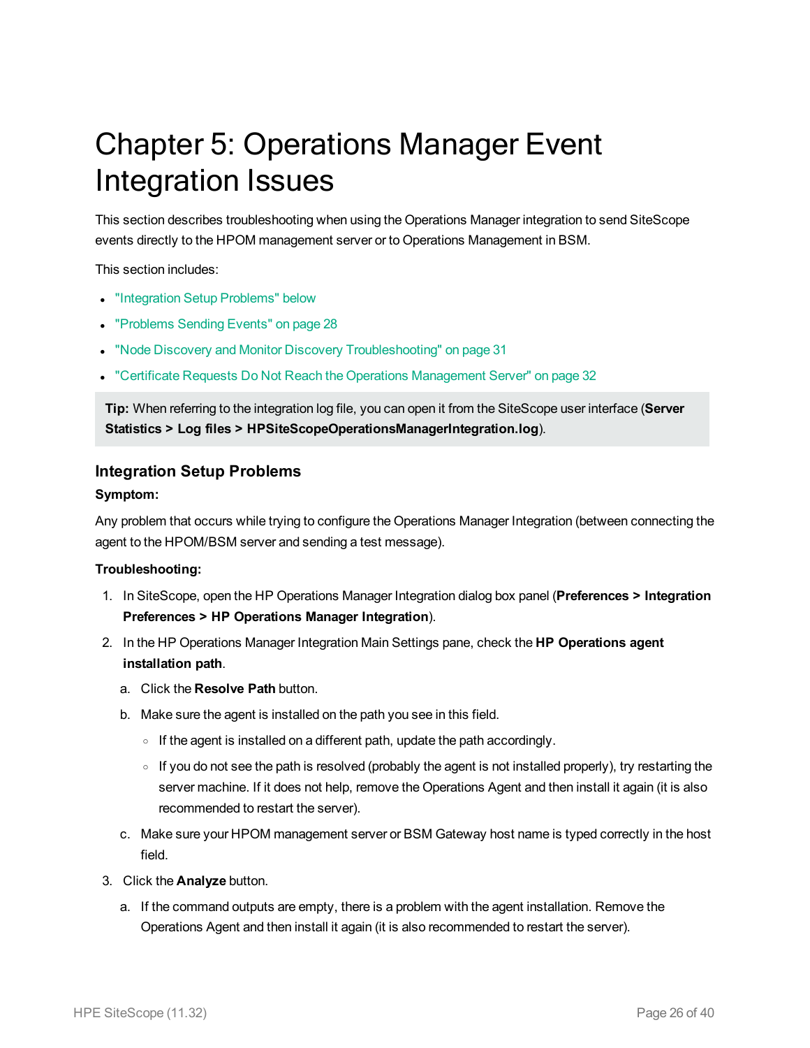# Chapter 5: Operations Manager Event Integration Issues

This section describes troubleshooting when using the Operations Manager integration to send SiteScope events directly to the HPOM management server or to Operations Management in BSM.

This section includes:

- "Integration Setup Problems" below
- "Problems Sending Events" on page 28
- "Node Discovery and Monitor Discovery Troubleshooting" on page 31
- "Certificate Requests Do Not Reach the Operations Management Server" on page 32

**Tip:** When referring to the integration log file, you can open it from the SiteScope user interface (**Server Statistics > Log files > HPSiteScopeOperationsManagerIntegration.log**).

### Integration Setup Problems

**Symptom:**

Any problem that occurs while trying to configure the Operations Manager Integration (between connecting the agent to the HPOM/BSM server and sending a test message).

**Troubleshooting:**

1. In SiteScope, open the HP Operations Manager Integration dialog box panel (**Preferences > Integration Preferences > HP Operations Manager Integration**).
2. In the HP Operations Manager Integration Main Settings pane, check the **HP Operations agent installation path**.
   a. Click the **Resolve Path** button.
   b. Make sure the agent is installed on the path you see in this field.
      - If the agent is installed on a different path, update the path accordingly.
      - If you do not see the path is resolved (probably the agent is not installed properly), try restarting the server machine. If it does not help, remove the Operations Agent and then install it again (it is also recommended to restart the server).
   c. Make sure your HPOM management server or BSM Gateway host name is typed correctly in the host field.
3. Click the **Analyze** button.
   a. If the command outputs are empty, there is a problem with the agent installation. Remove the Operations Agent and then install it again (it is also recommended to restart the server).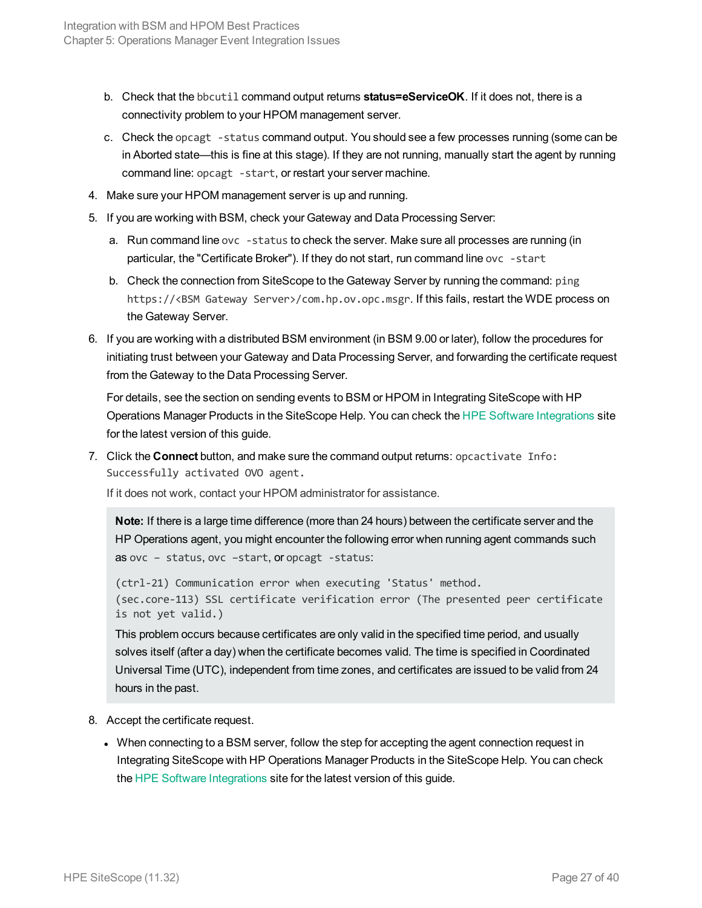b. Check that the `bbcutil` command output returns **status=eServiceOK**. If it does not, there is a connectivity problem to your HPOM management server.

   c. Check the `opcagt -status` command output. You should see a few processes running (some can be in Aborted state—this is fine at this stage). If they are not running, manually start the agent by running command line: `opcagt -start`, or restart your server machine.

4. Make sure your HPOM management server is up and running.

5. If you are working with BSM, check your Gateway and Data Processing Server:

   a. Run command line `ovc -status` to check the server. Make sure all processes are running (in particular, the "Certificate Broker"). If they do not start, run command line `ovc -start`

   b. Check the connection from SiteScope to the Gateway Server by running the command: `ping https://<BSM Gateway Server>/com.hp.ov.opc.msgr`. If this fails, restart the WDE process on the Gateway Server.

6. If you are working with a distributed BSM environment (in BSM 9.00 or later), follow the procedures for initiating trust between your Gateway and Data Processing Server, and forwarding the certificate request from the Gateway to the Data Processing Server.

   For details, see the section on sending events to BSM or HPOM in Integrating SiteScope with HP Operations Manager Products in the SiteScope Help. You can check the HPE Software Integrations site for the latest version of this guide.

7. Click the **Connect** button, and make sure the command output returns: `opcactivate Info: Successfully activated OVO agent.`

   If it does not work, contact your HPOM administrator for assistance.

   > **Note:** If there is a large time difference (more than 24 hours) between the certificate server and the HP Operations agent, you might encounter the following error when running agent commands such as `ovc – status`, `ovc –start`, or `opcagt -status`:
   >
   > ```
   > (ctrl-21) Communication error when executing 'Status' method.
   > (sec.core-113) SSL certificate verification error (The presented peer certificate
   > is not yet valid.)
   > ```
   >
   > This problem occurs because certificates are only valid in the specified time period, and usually solves itself (after a day) when the certificate becomes valid. The time is specified in Coordinated Universal Time (UTC), independent from time zones, and certificates are issued to be valid from 24 hours in the past.

8. Accept the certificate request.

   - When connecting to a BSM server, follow the step for accepting the agent connection request in Integrating SiteScope with HP Operations Manager Products in the SiteScope Help. You can check the HPE Software Integrations site for the latest version of this guide.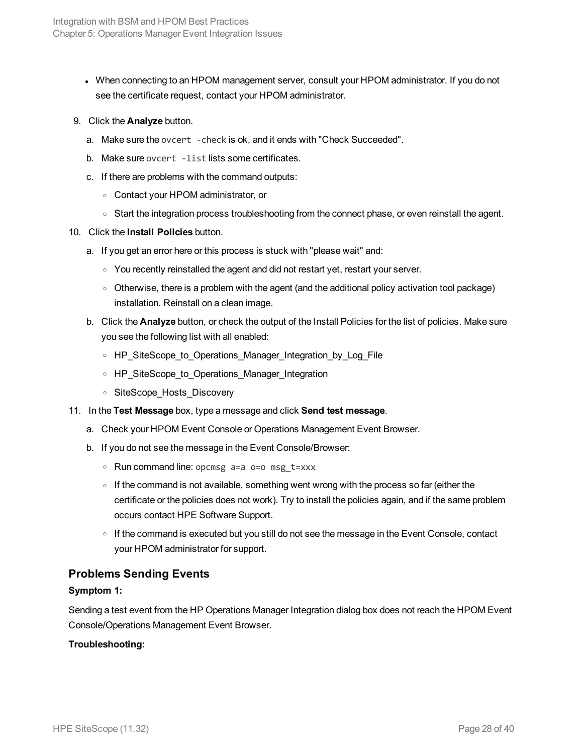- When connecting to an HPOM management server, consult your HPOM administrator. If you do not see the certificate request, contact your HPOM administrator.

9. Click the **Analyze** button.
   a. Make sure the `ovcert -check` is ok, and it ends with "Check Succeeded".
   b. Make sure `ovcert -list` lists some certificates.
   c. If there are problems with the command outputs:
      - Contact your HPOM administrator, or
      - Start the integration process troubleshooting from the connect phase, or even reinstall the agent.
10. Click the **Install Policies** button.
    a. If you get an error here or this process is stuck with "please wait" and:
       - You recently reinstalled the agent and did not restart yet, restart your server.
       - Otherwise, there is a problem with the agent (and the additional policy activation tool package) installation. Reinstall on a clean image.
    b. Click the **Analyze** button, or check the output of the Install Policies for the list of policies. Make sure you see the following list with all enabled:
       - HP_SiteScope_to_Operations_Manager_Integration_by_Log_File
       - HP_SiteScope_to_Operations_Manager_Integration
       - SiteScope_Hosts_Discovery
11. In the **Test Message** box, type a message and click **Send test message**.
    a. Check your HPOM Event Console or Operations Management Event Browser.
    b. If you do not see the message in the Event Console/Browser:
       - Run command line: `opcmsg a=a o=o msg_t=xxx`
       - If the command is not available, something went wrong with the process so far (either the certificate or the policies does not work). Try to install the policies again, and if the same problem occurs contact HPE Software Support.
       - If the command is executed but you still do not see the message in the Event Console, contact your HPOM administrator for support.

### Problems Sending Events

**Symptom 1:**

Sending a test event from the HP Operations Manager Integration dialog box does not reach the HPOM Event Console/Operations Management Event Browser.

**Troubleshooting:**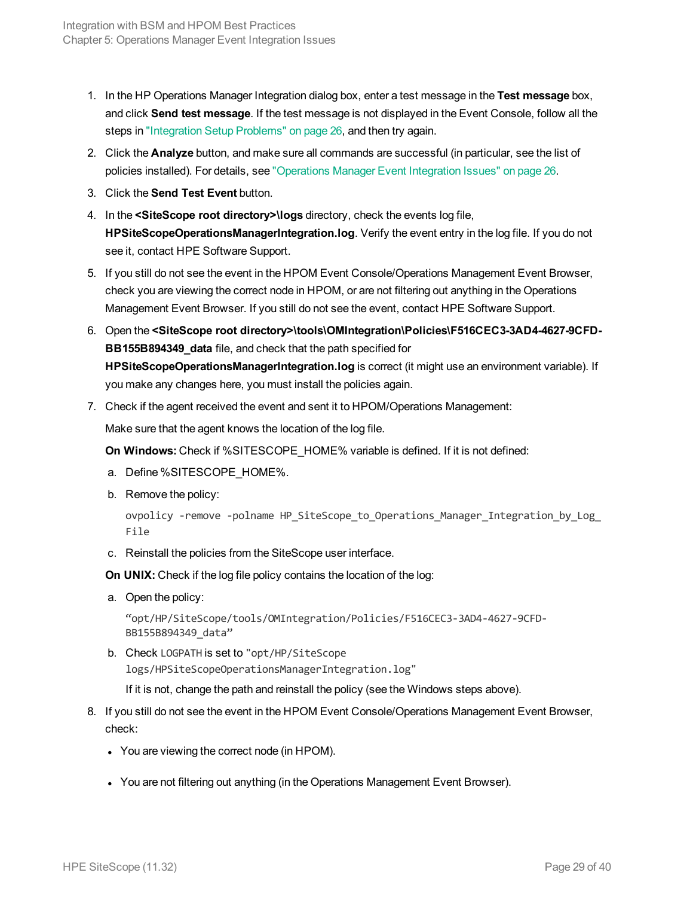1. In the HP Operations Manager Integration dialog box, enter a test message in the **Test message** box, and click **Send test message**. If the test message is not displayed in the Event Console, follow all the steps in "Integration Setup Problems" on page 26, and then try again.
2. Click the **Analyze** button, and make sure all commands are successful (in particular, see the list of policies installed). For details, see "Operations Manager Event Integration Issues" on page 26.
3. Click the **Send Test Event** button.
4. In the **<SiteScope root directory>\logs** directory, check the events log file, **HPSiteScopeOperationsManagerIntegration.log**. Verify the event entry in the log file. If you do not see it, contact HPE Software Support.
5. If you still do not see the event in the HPOM Event Console/Operations Management Event Browser, check you are viewing the correct node in HPOM, or are not filtering out anything in the Operations Management Event Browser. If you still do not see the event, contact HPE Software Support.
6. Open the **<SiteScope root directory>\tools\OMIntegration\Policies\F516CEC3-3AD4-4627-9CFD-BB155B894349_data** file, and check that the path specified for **HPSiteScopeOperationsManagerIntegration.log** is correct (it might use an environment variable). If you make any changes here, you must install the policies again.
7. Check if the agent received the event and sent it to HPOM/Operations Management:

   Make sure that the agent knows the location of the log file.

   **On Windows:** Check if %SITESCOPE_HOME% variable is defined. If it is not defined:

   a. Define %SITESCOPE_HOME%.

   b. Remove the policy:

   ```
   ovpolicy -remove -polname HP_SiteScope_to_Operations_Manager_Integration_by_Log_File
   ```

   c. Reinstall the policies from the SiteScope user interface.

   **On UNIX:** Check if the log file policy contains the location of the log:

   a. Open the policy:

   ```
   "opt/HP/SiteScope/tools/OMIntegration/Policies/F516CEC3-3AD4-4627-9CFD-BB155B894349_data"
   ```

   b. Check `LOGPATH` is set to `"opt/HP/SiteScope logs/HPSiteScopeOperationsManagerIntegration.log"`

   If it is not, change the path and reinstall the policy (see the Windows steps above).

8. If you still do not see the event in the HPOM Event Console/Operations Management Event Browser, check:
   - You are viewing the correct node (in HPOM).
   - You are not filtering out anything (in the Operations Management Event Browser).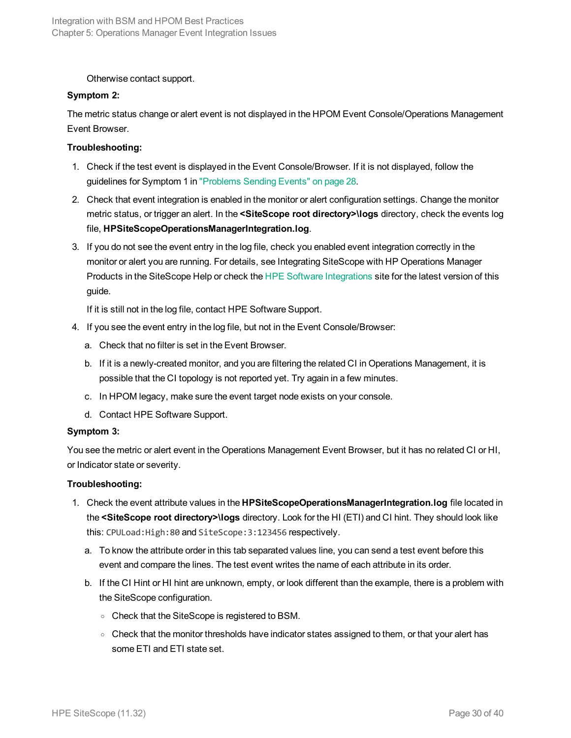Otherwise contact support.

**Symptom 2:**

The metric status change or alert event is not displayed in the HPOM Event Console/Operations Management Event Browser.

**Troubleshooting:**

1. Check if the test event is displayed in the Event Console/Browser. If it is not displayed, follow the guidelines for Symptom 1 in "Problems Sending Events" on page 28.
2. Check that event integration is enabled in the monitor or alert configuration settings. Change the monitor metric status, or trigger an alert. In the **<SiteScope root directory>\logs** directory, check the events log file, **HPSiteScopeOperationsManagerIntegration.log**.
3. If you do not see the event entry in the log file, check you enabled event integration correctly in the monitor or alert you are running. For details, see Integrating SiteScope with HP Operations Manager Products in the SiteScope Help or check the HPE Software Integrations site for the latest version of this guide.

   If it is still not in the log file, contact HPE Software Support.
4. If you see the event entry in the log file, but not in the Event Console/Browser:
   a. Check that no filter is set in the Event Browser.
   b. If it is a newly-created monitor, and you are filtering the related CI in Operations Management, it is possible that the CI topology is not reported yet. Try again in a few minutes.
   c. In HPOM legacy, make sure the event target node exists on your console.
   d. Contact HPE Software Support.

**Symptom 3:**

You see the metric or alert event in the Operations Management Event Browser, but it has no related CI or HI, or Indicator state or severity.

**Troubleshooting:**

1. Check the event attribute values in the **HPSiteScopeOperationsManagerIntegration.log** file located in the **<SiteScope root directory>\logs** directory. Look for the HI (ETI) and CI hint. They should look like this: `CPULoad:High:80` and `SiteScope:3:123456` respectively.
   a. To know the attribute order in this tab separated values line, you can send a test event before this event and compare the lines. The test event writes the name of each attribute in its order.
   b. If the CI Hint or HI hint are unknown, empty, or look different than the example, there is a problem with the SiteScope configuration.
      - Check that the SiteScope is registered to BSM.
      - Check that the monitor thresholds have indicator states assigned to them, or that your alert has some ETI and ETI state set.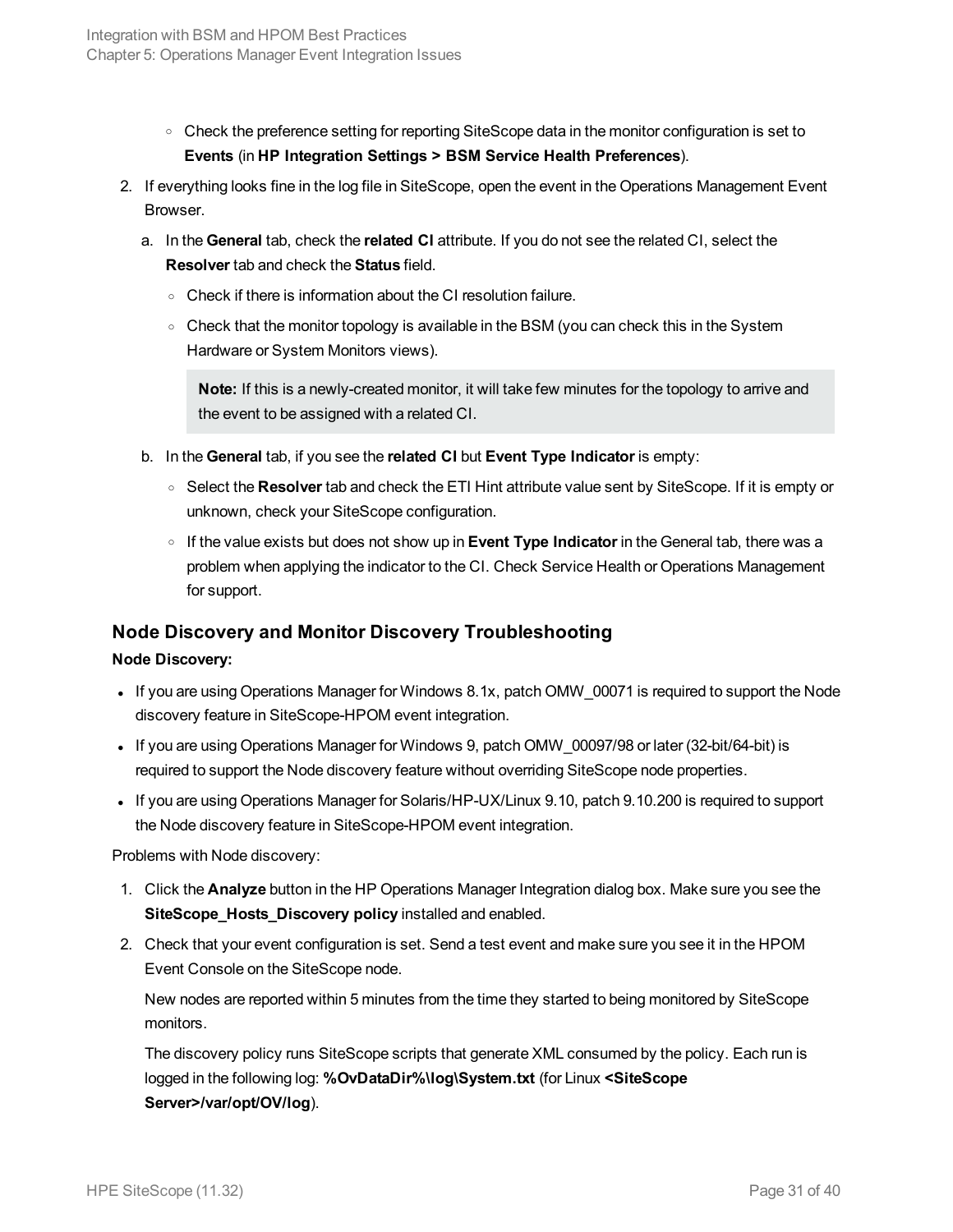- Check the preference setting for reporting SiteScope data in the monitor configuration is set to **Events** (in **HP Integration Settings > BSM Service Health Preferences**).

2. If everything looks fine in the log file in SiteScope, open the event in the Operations Management Event Browser.

   a. In the **General** tab, check the **related CI** attribute. If you do not see the related CI, select the **Resolver** tab and check the **Status** field.

      - Check if there is information about the CI resolution failure.
      - Check that the monitor topology is available in the BSM (you can check this in the System Hardware or System Monitors views).

      > **Note:** If this is a newly-created monitor, it will take few minutes for the topology to arrive and the event to be assigned with a related CI.

   b. In the **General** tab, if you see the **related CI** but **Event Type Indicator** is empty:

      - Select the **Resolver** tab and check the ETI Hint attribute value sent by SiteScope. If it is empty or unknown, check your SiteScope configuration.
      - If the value exists but does not show up in **Event Type Indicator** in the General tab, there was a problem when applying the indicator to the CI. Check Service Health or Operations Management for support.

### Node Discovery and Monitor Discovery Troubleshooting

**Node Discovery:**

- If you are using Operations Manager for Windows 8.1x, patch OMW_00071 is required to support the Node discovery feature in SiteScope-HPOM event integration.
- If you are using Operations Manager for Windows 9, patch OMW_00097/98 or later (32-bit/64-bit) is required to support the Node discovery feature without overriding SiteScope node properties.
- If you are using Operations Manager for Solaris/HP-UX/Linux 9.10, patch 9.10.200 is required to support the Node discovery feature in SiteScope-HPOM event integration.

Problems with Node discovery:

1. Click the **Analyze** button in the HP Operations Manager Integration dialog box. Make sure you see the **SiteScope_Hosts_Discovery policy** installed and enabled.
2. Check that your event configuration is set. Send a test event and make sure you see it in the HPOM Event Console on the SiteScope node.

   New nodes are reported within 5 minutes from the time they started to being monitored by SiteScope monitors.

   The discovery policy runs SiteScope scripts that generate XML consumed by the policy. Each run is logged in the following log: **%OvDataDir%\log\System.txt** (for Linux **<SiteScope Server>/var/opt/OV/log**).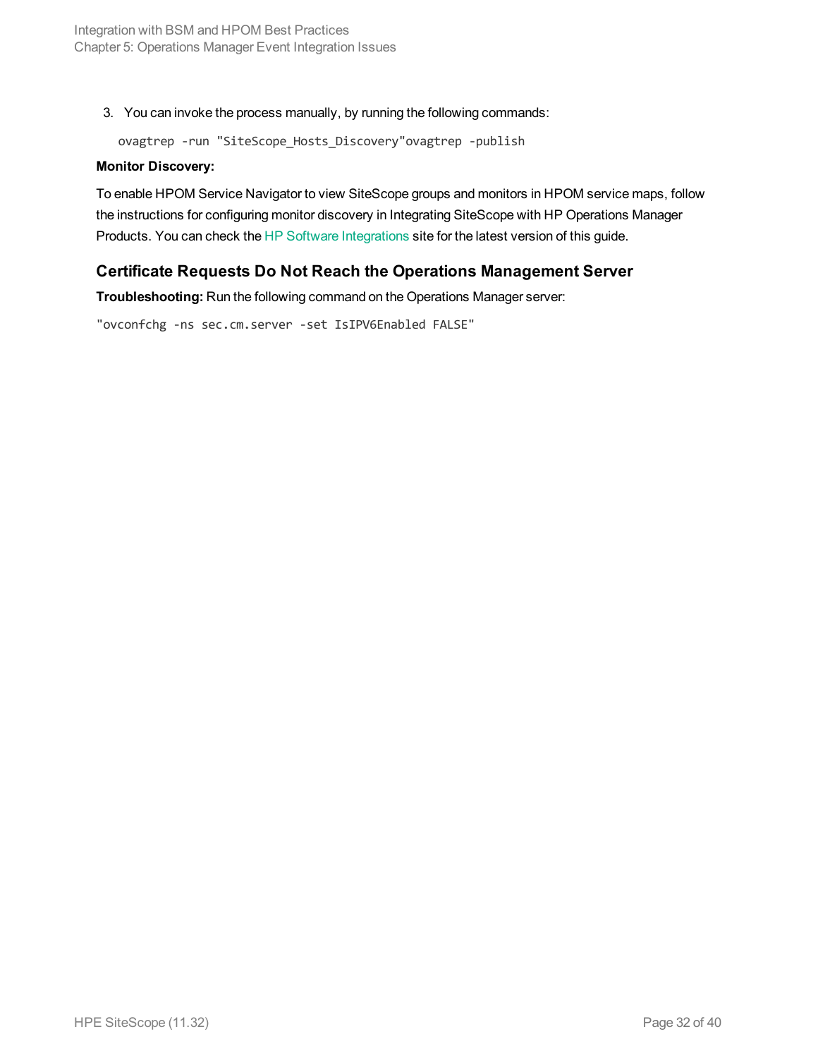3. You can invoke the process manually, by running the following commands:

   ```
   ovagtrep -run "SiteScope_Hosts_Discovery"ovagtrep -publish
   ```

**Monitor Discovery:**

To enable HPOM Service Navigator to view SiteScope groups and monitors in HPOM service maps, follow the instructions for configuring monitor discovery in Integrating SiteScope with HP Operations Manager Products. You can check the HP Software Integrations site for the latest version of this guide.

## Certificate Requests Do Not Reach the Operations Management Server

**Troubleshooting:** Run the following command on the Operations Manager server:

```
"ovconfchg -ns sec.cm.server -set IsIPV6Enabled FALSE"
```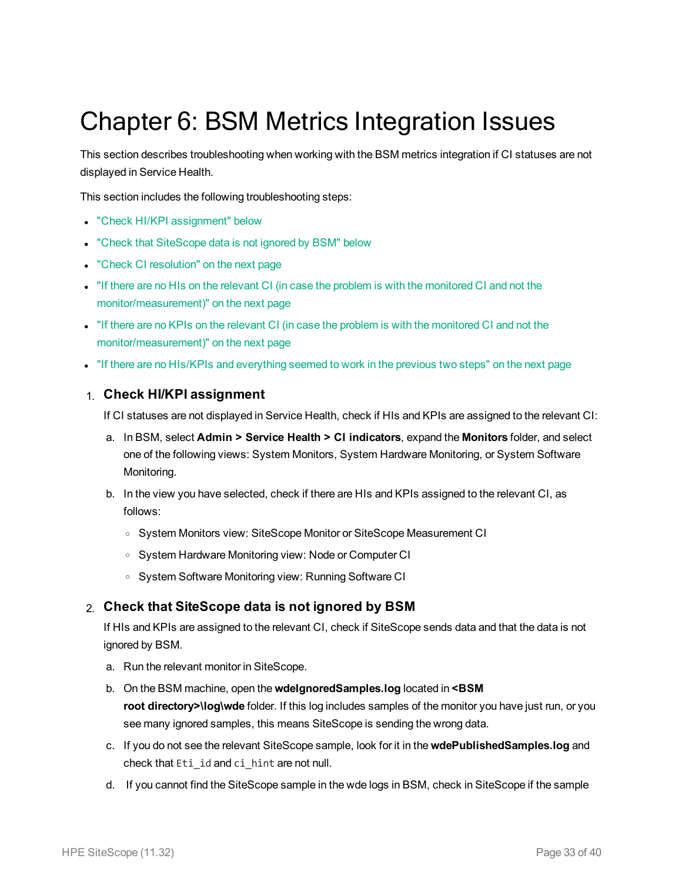# Chapter 6: BSM Metrics Integration Issues

This section describes troubleshooting when working with the BSM metrics integration if CI statuses are not displayed in Service Health.

This section includes the following troubleshooting steps:

- "Check HI/KPI assignment" below
- "Check that SiteScope data is not ignored by BSM" below
- "Check CI resolution" on the next page
- "If there are no HIs on the relevant CI (in case the problem is with the monitored CI and not the monitor/measurement)" on the next page
- "If there are no KPIs on the relevant CI (in case the problem is with the monitored CI and not the monitor/measurement)" on the next page
- "If there are no HIs/KPIs and everything seemed to work in the previous two steps" on the next page

1. **Check HI/KPI assignment**

   If CI statuses are not displayed in Service Health, check if HIs and KPIs are assigned to the relevant CI:

   a. In BSM, select **Admin > Service Health > CI indicators**, expand the **Monitors** folder, and select one of the following views: System Monitors, System Hardware Monitoring, or System Software Monitoring.

   b. In the view you have selected, check if there are HIs and KPIs assigned to the relevant CI, as follows:

      - System Monitors view: SiteScope Monitor or SiteScope Measurement CI
      - System Hardware Monitoring view: Node or Computer CI
      - System Software Monitoring view: Running Software CI

2. **Check that SiteScope data is not ignored by BSM**

   If HIs and KPIs are assigned to the relevant CI, check if SiteScope sends data and that the data is not ignored by BSM.

   a. Run the relevant monitor in SiteScope.

   b. On the BSM machine, open the **wdeIgnoredSamples.log** located in **<BSM root directory>\log\wde** folder. If this log includes samples of the monitor you have just run, or you see many ignored samples, this means SiteScope is sending the wrong data.

   c. If you do not see the relevant SiteScope sample, look for it in the **wdePublishedSamples.log** and check that `Eti_id` and `ci_hint` are not null.

   d. If you cannot find the SiteScope sample in the wde logs in BSM, check in SiteScope if the sample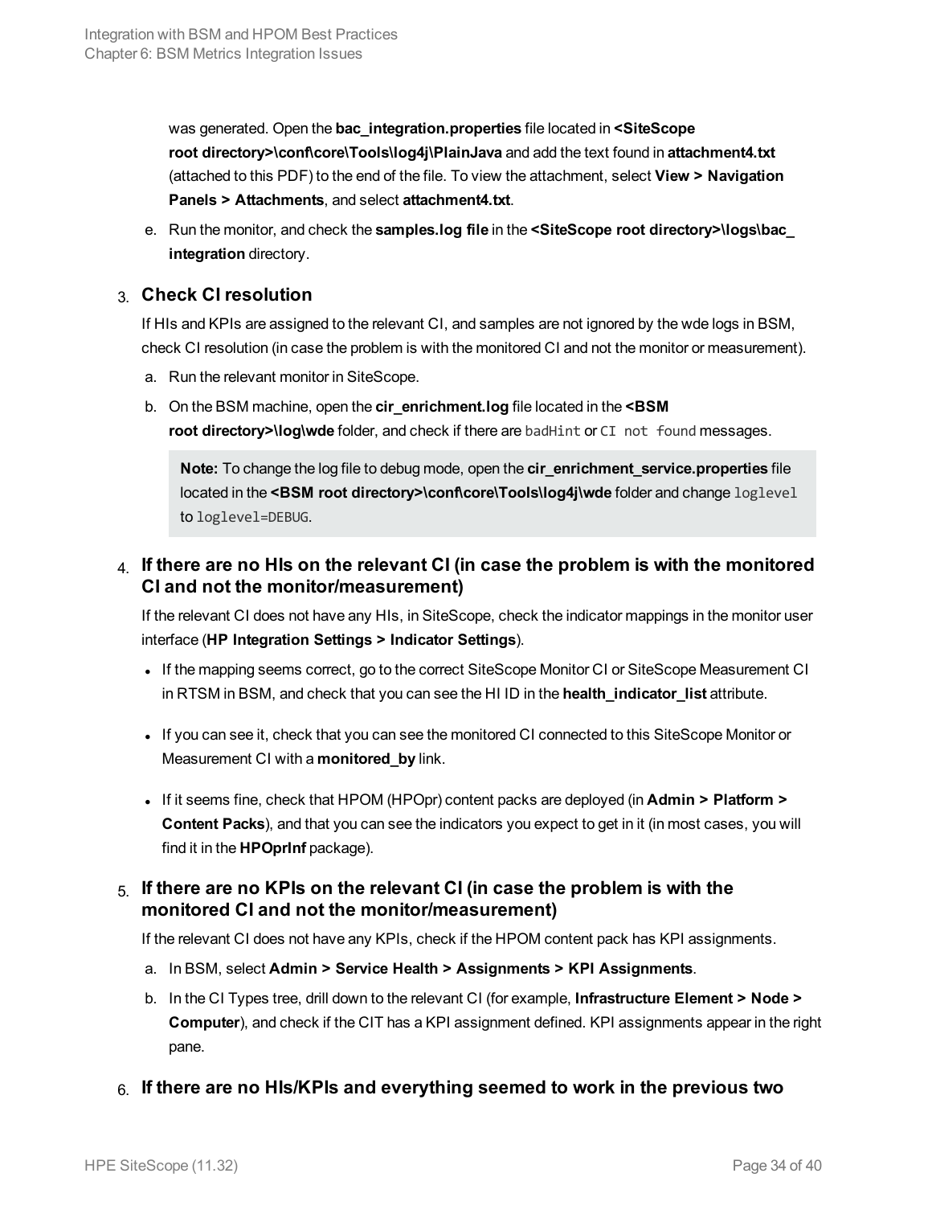was generated. Open the **bac_integration.properties** file located in **<SiteScope root directory>\conf\core\Tools\log4j\PlainJava** and add the text found in **attachment4.txt** (attached to this PDF) to the end of the file. To view the attachment, select **View > Navigation Panels > Attachments**, and select **attachment4.txt**.

e. Run the monitor, and check the **samples.log file** in the **<SiteScope root directory>\logs\bac_integration** directory.

3. **Check CI resolution**

   If HIs and KPIs are assigned to the relevant CI, and samples are not ignored by the wde logs in BSM, check CI resolution (in case the problem is with the monitored CI and not the monitor or measurement).

   a. Run the relevant monitor in SiteScope.

   b. On the BSM machine, open the **cir_enrichment.log** file located in the **<BSM root directory>\log\wde** folder, and check if there are `badHint` or `CI not found` messages.

   > **Note:** To change the log file to debug mode, open the **cir_enrichment_service.properties** file located in the **<BSM root directory>\conf\core\Tools\log4j\wde** folder and change `loglevel` to `loglevel=DEBUG`.

4. **If there are no HIs on the relevant CI (in case the problem is with the monitored CI and not the monitor/measurement)**

   If the relevant CI does not have any HIs, in SiteScope, check the indicator mappings in the monitor user interface (**HP Integration Settings > Indicator Settings**).

   - If the mapping seems correct, go to the correct SiteScope Monitor CI or SiteScope Measurement CI in RTSM in BSM, and check that you can see the HI ID in the **health_indicator_list** attribute.
   - If you can see it, check that you can see the monitored CI connected to this SiteScope Monitor or Measurement CI with a **monitored_by** link.
   - If it seems fine, check that HPOM (HPOpr) content packs are deployed (in **Admin > Platform > Content Packs**), and that you can see the indicators you expect to get in it (in most cases, you will find it in the **HPOprInf** package).

5. **If there are no KPIs on the relevant CI (in case the problem is with the monitored CI and not the monitor/measurement)**

   If the relevant CI does not have any KPIs, check if the HPOM content pack has KPI assignments.

   a. In BSM, select **Admin > Service Health > Assignments > KPI Assignments**.

   b. In the CI Types tree, drill down to the relevant CI (for example, **Infrastructure Element > Node > Computer**), and check if the CIT has a KPI assignment defined. KPI assignments appear in the right pane.

6. **If there are no HIs/KPIs and everything seemed to work in the previous two**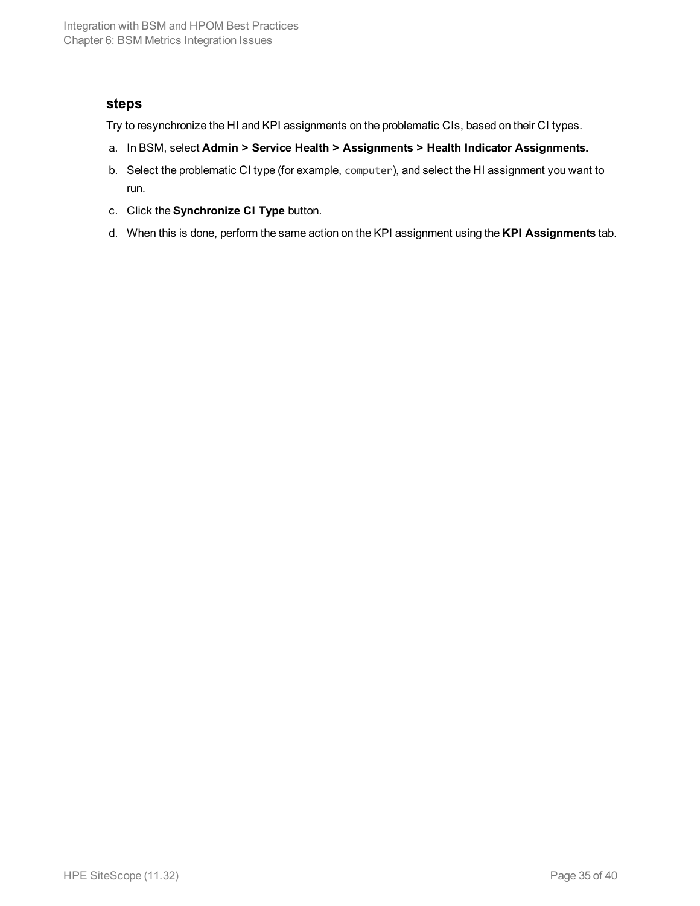### steps

Try to resynchronize the HI and KPI assignments on the problematic CIs, based on their CI types.

a. In BSM, select **Admin > Service Health > Assignments > Health Indicator Assignments.**
b. Select the problematic CI type (for example, `computer`), and select the HI assignment you want to run.
c. Click the **Synchronize CI Type** button.
d. When this is done, perform the same action on the KPI assignment using the **KPI Assignments** tab.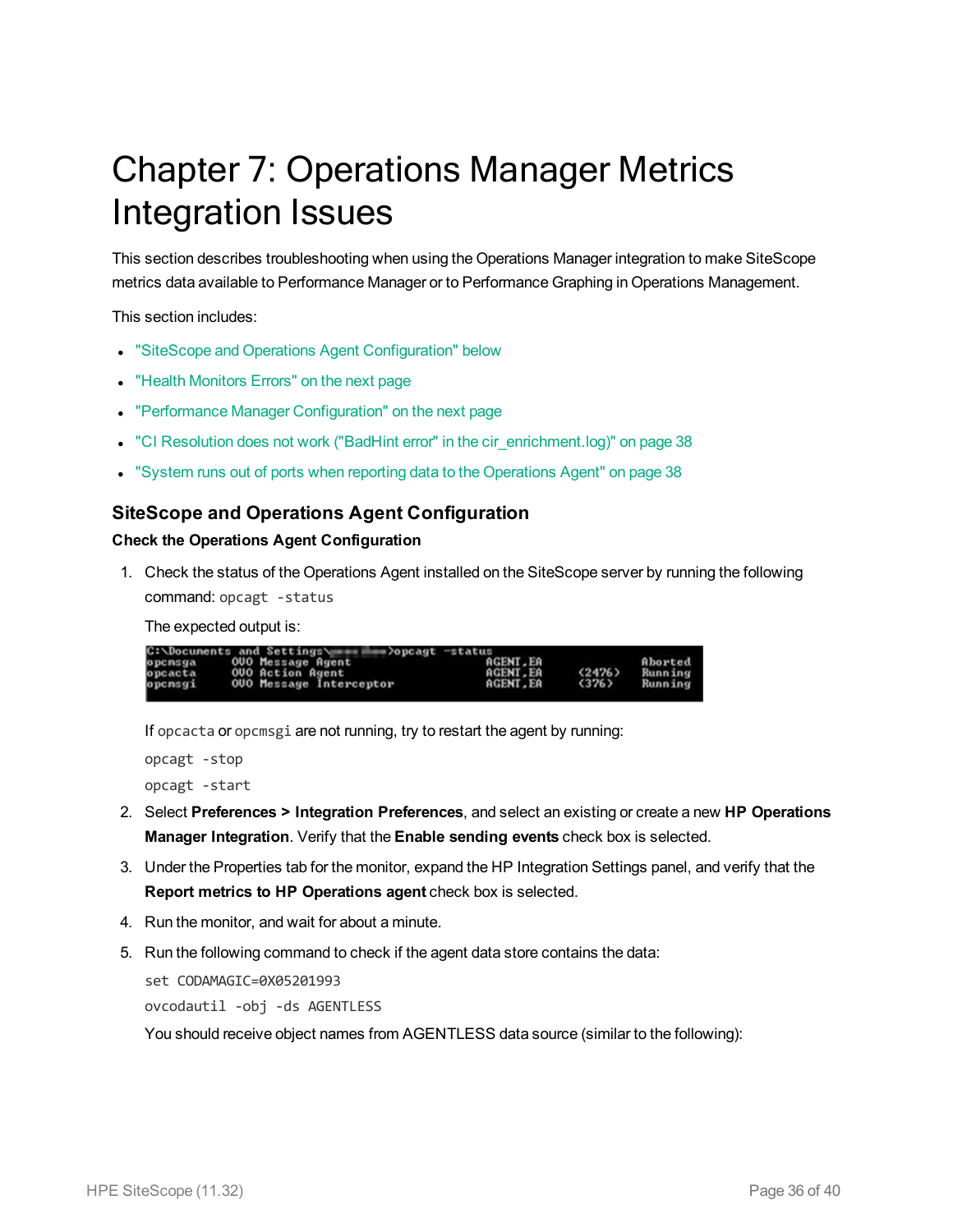# Chapter 7: Operations Manager Metrics Integration Issues

This section describes troubleshooting when using the Operations Manager integration to make SiteScope metrics data available to Performance Manager or to Performance Graphing in Operations Management.

This section includes:

- "SiteScope and Operations Agent Configuration" below
- "Health Monitors Errors" on the next page
- "Performance Manager Configuration" on the next page
- "CI Resolution does not work ("BadHint error" in the cir_enrichment.log)" on page 38
- "System runs out of ports when reporting data to the Operations Agent" on page 38

## SiteScope and Operations Agent Configuration

### Check the Operations Agent Configuration

1. Check the status of the Operations Agent installed on the SiteScope server by running the following command: `opcagt -status`

   The expected output is:

   ```
   C:\Documents and Settings\...>opcagt -status
   opcmsga     OVO Message Agent            AGENT,EA             Aborted
   opcacta     OVO Action Agent             AGENT,EA    (2476)   Running
   opcmsgi     OVO Message Interceptor      AGENT,EA    (376)    Running
   ```

   If `opcacta` or `opcmsgi` are not running, try to restart the agent by running:

   ```
   opcagt -stop
   opcagt -start
   ```

2. Select **Preferences > Integration Preferences**, and select an existing or create a new **HP Operations Manager Integration**. Verify that the **Enable sending events** check box is selected.

3. Under the Properties tab for the monitor, expand the HP Integration Settings panel, and verify that the **Report metrics to HP Operations agent** check box is selected.

4. Run the monitor, and wait for about a minute.

5. Run the following command to check if the agent data store contains the data:

   ```
   set CODAMAGIC=0X05201993
   ovcodautil -obj -ds AGENTLESS
   ```

   You should receive object names from AGENTLESS data source (similar to the following):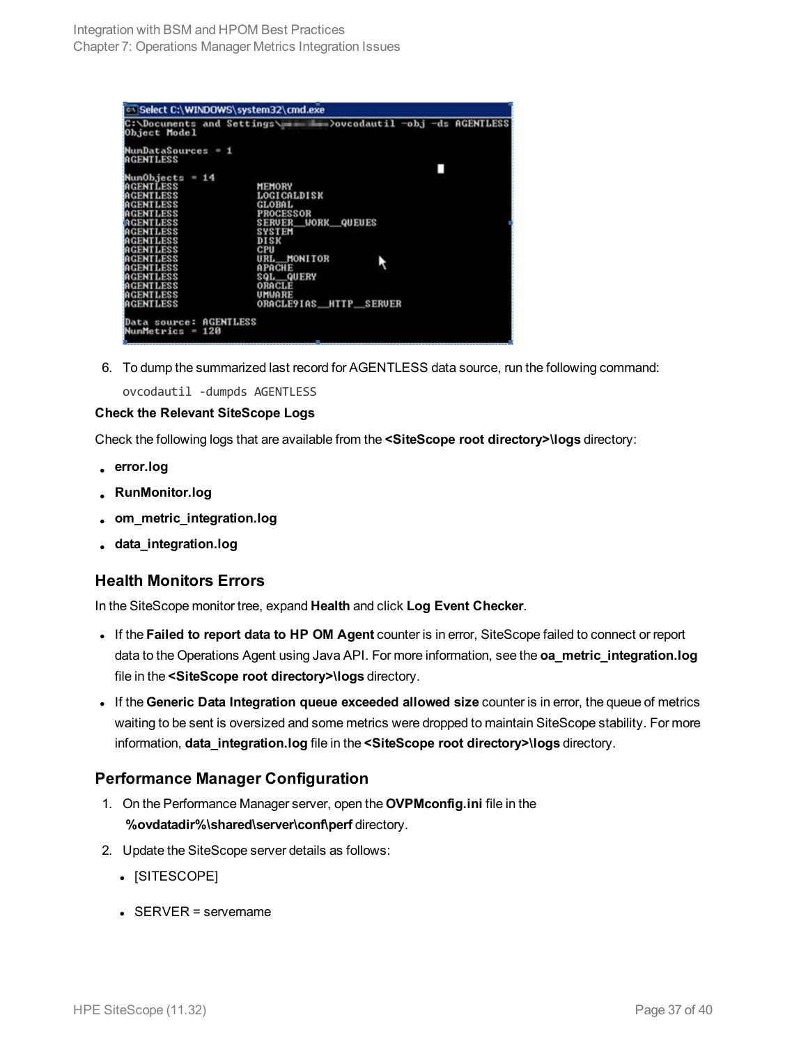```
C:\Documents and Settings\...>ovcodautil -obj -ds AGENTLESS
Object Model

NumDataSources = 1
AGENTLESS

NumObjects = 14
AGENTLESS              MEMORY
AGENTLESS              LOGICALDISK
AGENTLESS              GLOBAL
AGENTLESS              PROCESSOR
AGENTLESS              SERVER__WORK__QUEUES
AGENTLESS              SYSTEM
AGENTLESS              DISK
AGENTLESS              CPU
AGENTLESS              URL__MONITOR
AGENTLESS              APACHE
AGENTLESS              SQL__QUERY
AGENTLESS              ORACLE
AGENTLESS              VMWARE
AGENTLESS              ORACLE9IAS__HTTP__SERVER

Data source: AGENTLESS
NumMetrics = 120
```

6. To dump the summarized last record for AGENTLESS data source, run the following command:

   ```
   ovcodautil -dumpds AGENTLESS
   ```

**Check the Relevant SiteScope Logs**

Check the following logs that are available from the **<SiteScope root directory>\logs** directory:

- **error.log**
- **RunMonitor.log**
- **om_metric_integration.log**
- **data_integration.log**

### Health Monitors Errors

In the SiteScope monitor tree, expand **Health** and click **Log Event Checker**.

- If the **Failed to report data to HP OM Agent** counter is in error, SiteScope failed to connect or report data to the Operations Agent using Java API. For more information, see the **oa_metric_integration.log** file in the **<SiteScope root directory>\logs** directory.
- If the **Generic Data Integration queue exceeded allowed size** counter is in error, the queue of metrics waiting to be sent is oversized and some metrics were dropped to maintain SiteScope stability. For more information, **data_integration.log** file in the **<SiteScope root directory>\logs** directory.

### Performance Manager Configuration

1. On the Performance Manager server, open the **OVPMconfig.ini** file in the **%ovdatadir%\shared\server\conf\perf** directory.
2. Update the SiteScope server details as follows:
   - [SITESCOPE]
   - SERVER = servername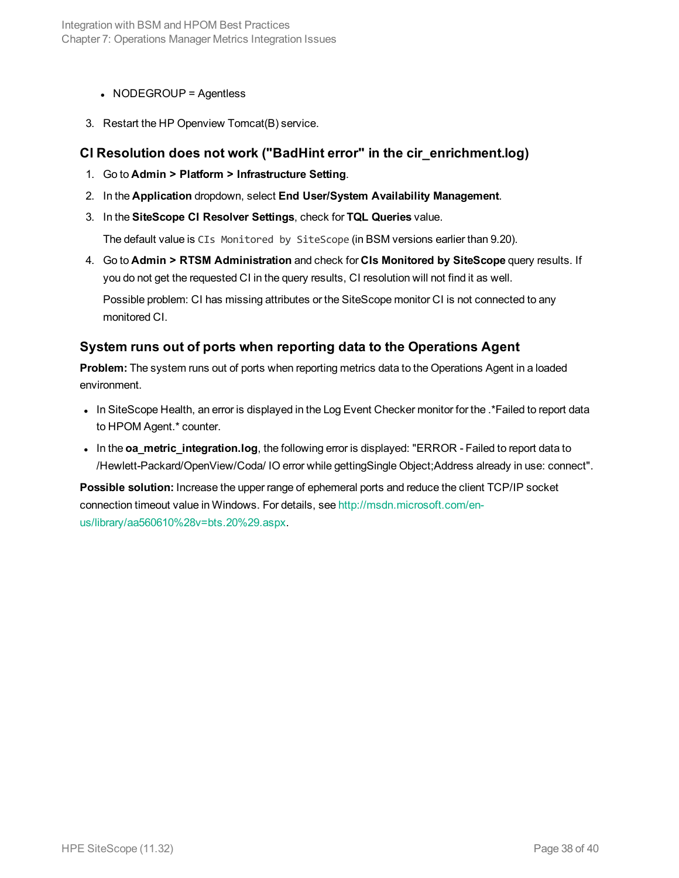- NODEGROUP = Agentless

3. Restart the HP Openview Tomcat(B) service.

### CI Resolution does not work ("BadHint error" in the cir_enrichment.log)

1. Go to **Admin > Platform > Infrastructure Setting**.
2. In the **Application** dropdown, select **End User/System Availability Management**.
3. In the **SiteScope CI Resolver Settings**, check for **TQL Queries** value.

   The default value is `CIs Monitored by SiteScope` (in BSM versions earlier than 9.20).

4. Go to **Admin > RTSM Administration** and check for **CIs Monitored by SiteScope** query results. If you do not get the requested CI in the query results, CI resolution will not find it as well.

   Possible problem: CI has missing attributes or the SiteScope monitor CI is not connected to any monitored CI.

### System runs out of ports when reporting data to the Operations Agent

**Problem:** The system runs out of ports when reporting metrics data to the Operations Agent in a loaded environment.

- In SiteScope Health, an error is displayed in the Log Event Checker monitor for the .*Failed to report data to HPOM Agent.* counter.
- In the **oa_metric_integration.log**, the following error is displayed: "ERROR - Failed to report data to /Hewlett-Packard/OpenView/Coda/ IO error while gettingSingle Object;Address already in use: connect".

**Possible solution:** Increase the upper range of ephemeral ports and reduce the client TCP/IP socket connection timeout value in Windows. For details, see http://msdn.microsoft.com/en-us/library/aa560610%28v=bts.20%29.aspx.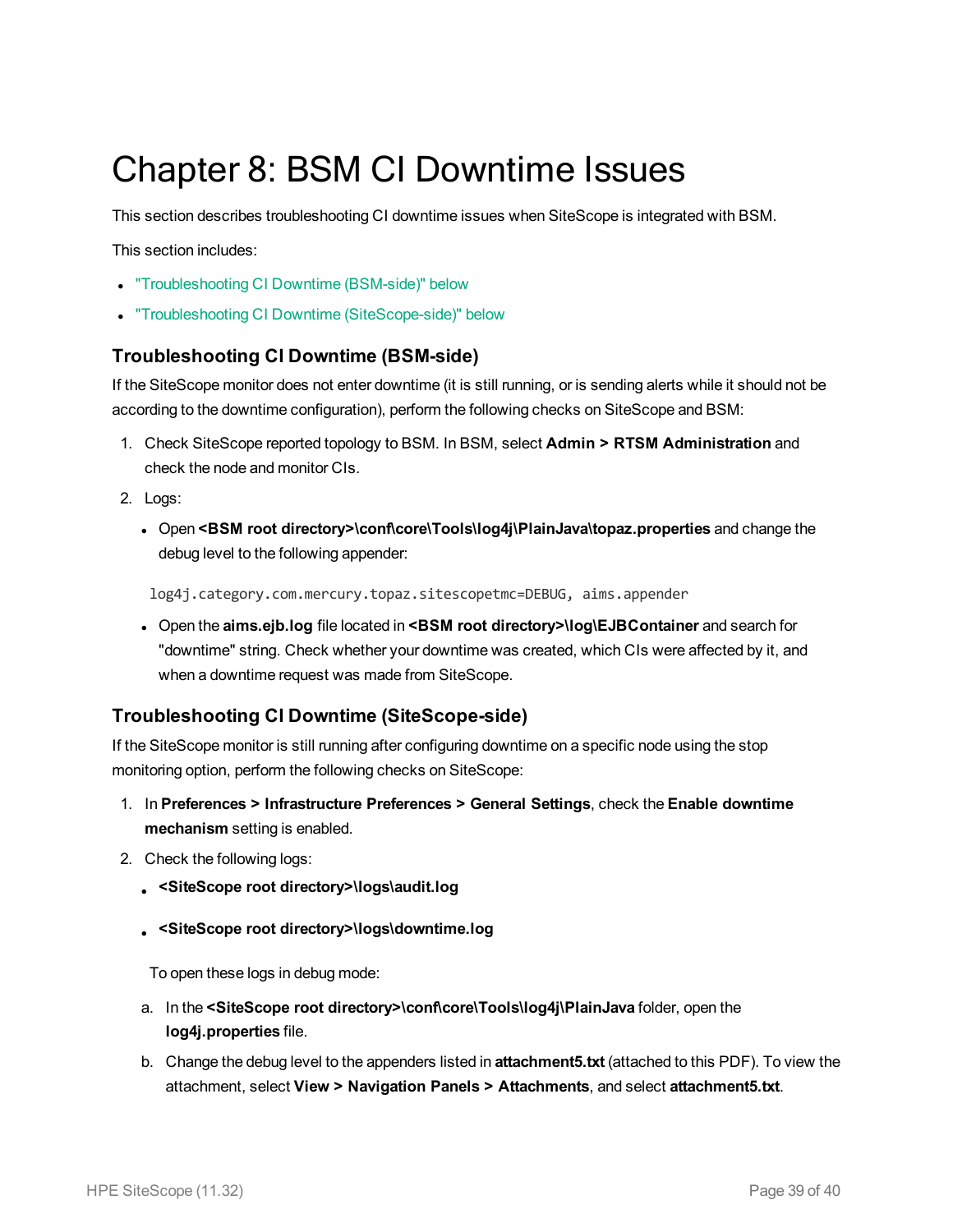# Chapter 8: BSM CI Downtime Issues

This section describes troubleshooting CI downtime issues when SiteScope is integrated with BSM.

This section includes:

- "Troubleshooting CI Downtime (BSM-side)" below
- "Troubleshooting CI Downtime (SiteScope-side)" below

## Troubleshooting CI Downtime (BSM-side)

If the SiteScope monitor does not enter downtime (it is still running, or is sending alerts while it should not be according to the downtime configuration), perform the following checks on SiteScope and BSM:

1. Check SiteScope reported topology to BSM. In BSM, select **Admin > RTSM Administration** and check the node and monitor CIs.
2. Logs:
   - Open **<BSM root directory>\conf\core\Tools\log4j\PlainJava\topaz.properties** and change the debug level to the following appender:

     ```
     log4j.category.com.mercury.topaz.sitescopetmc=DEBUG, aims.appender
     ```

   - Open the **aims.ejb.log** file located in **<BSM root directory>\log\EJBContainer** and search for "downtime" string. Check whether your downtime was created, which CIs were affected by it, and when a downtime request was made from SiteScope.

## Troubleshooting CI Downtime (SiteScope-side)

If the SiteScope monitor is still running after configuring downtime on a specific node using the stop monitoring option, perform the following checks on SiteScope:

1. In **Preferences > Infrastructure Preferences > General Settings**, check the **Enable downtime mechanism** setting is enabled.
2. Check the following logs:
   - **<SiteScope root directory>\logs\audit.log**
   - **<SiteScope root directory>\logs\downtime.log**

   To open these logs in debug mode:

   a. In the **<SiteScope root directory>\conf\core\Tools\log4j\PlainJava** folder, open the **log4j.properties** file.

   b. Change the debug level to the appenders listed in **attachment5.txt** (attached to this PDF). To view the attachment, select **View > Navigation Panels > Attachments**, and select **attachment5.txt**.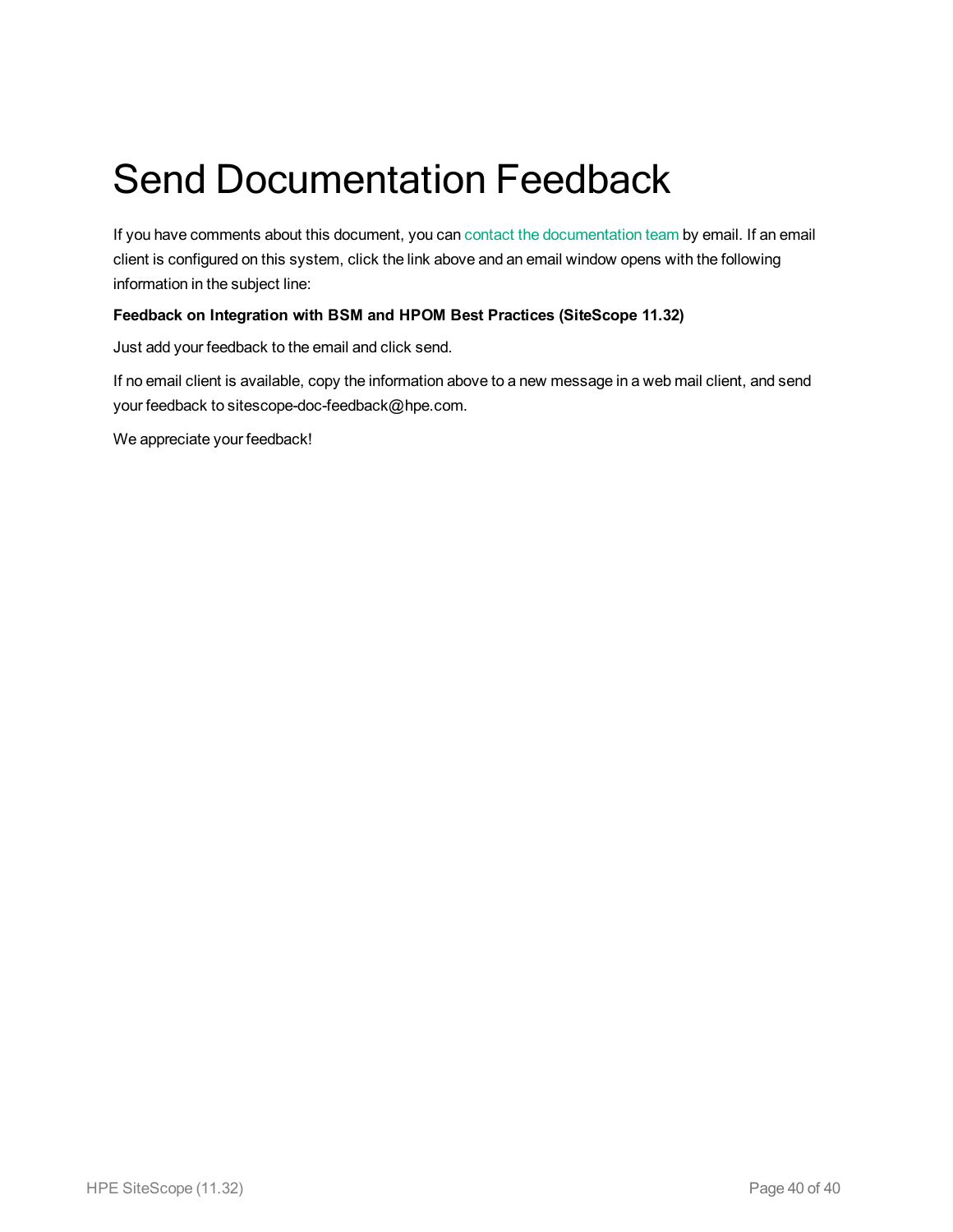# Send Documentation Feedback

If you have comments about this document, you can contact the documentation team by email. If an email client is configured on this system, click the link above and an email window opens with the following information in the subject line:

**Feedback on Integration with BSM and HPOM Best Practices (SiteScope 11.32)**

Just add your feedback to the email and click send.

If no email client is available, copy the information above to a new message in a web mail client, and send your feedback to sitescope-doc-feedback@hpe.com.

We appreciate your feedback!